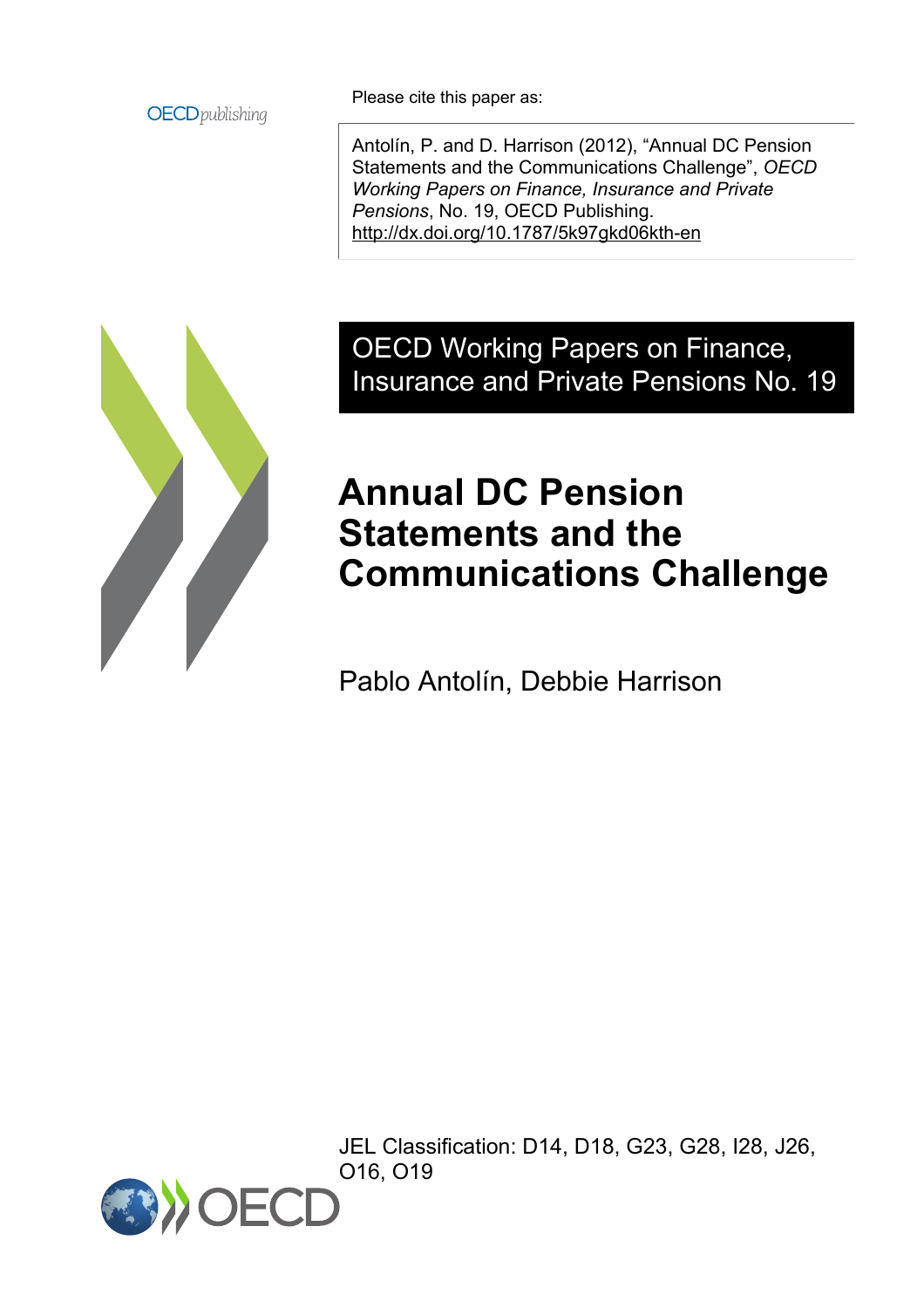OECDpublishing

Please cite this paper as:

Antolín, P. and D. Harrison (2012), "Annual DC Pension Statements and the Communications Challenge", *OECD Working Papers on Finance, Insurance and Private Pensions*, No. 19, OECD Publishing.
http://dx.doi.org/10.1787/5k97gkd06kth-en

OECD Working Papers on Finance, Insurance and Private Pensions No. 19

# Annual DC Pension Statements and the Communications Challenge

Pablo Antolín, Debbie Harrison

JEL Classification: D14, D18, G23, G28, I28, J26, O16, O19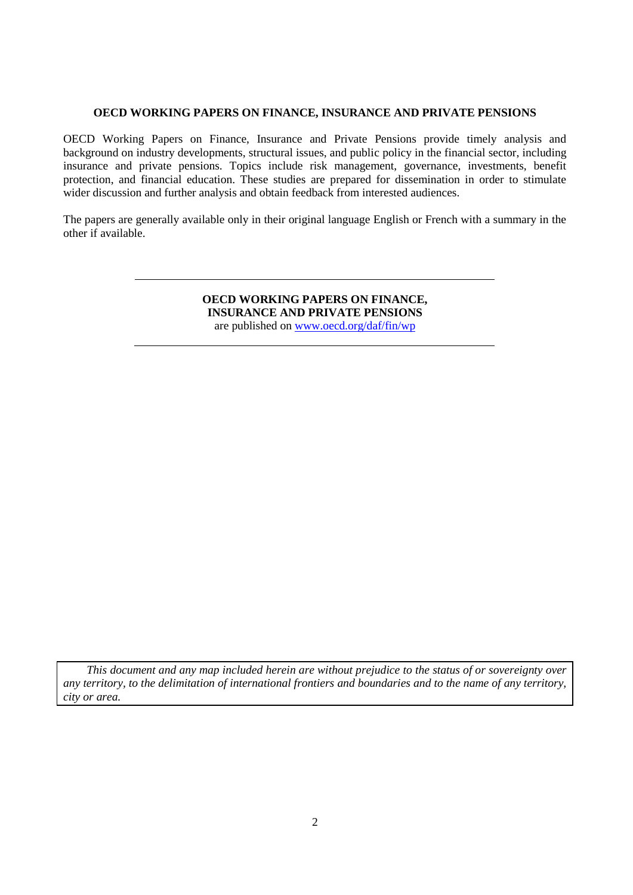**OECD WORKING PAPERS ON FINANCE, INSURANCE AND PRIVATE PENSIONS**

OECD Working Papers on Finance, Insurance and Private Pensions provide timely analysis and background on industry developments, structural issues, and public policy in the financial sector, including insurance and private pensions. Topics include risk management, governance, investments, benefit protection, and financial education. These studies are prepared for dissemination in order to stimulate wider discussion and further analysis and obtain feedback from interested audiences.

The papers are generally available only in their original language English or French with a summary in the other if available.

---

**OECD WORKING PAPERS ON FINANCE, INSURANCE AND PRIVATE PENSIONS**
are published on [www.oecd.org/daf/fin/wp](www.oecd.org/daf/fin/wp)

---

*This document and any map included herein are without prejudice to the status of or sovereignty over any territory, to the delimitation of international frontiers and boundaries and to the name of any territory, city or area.*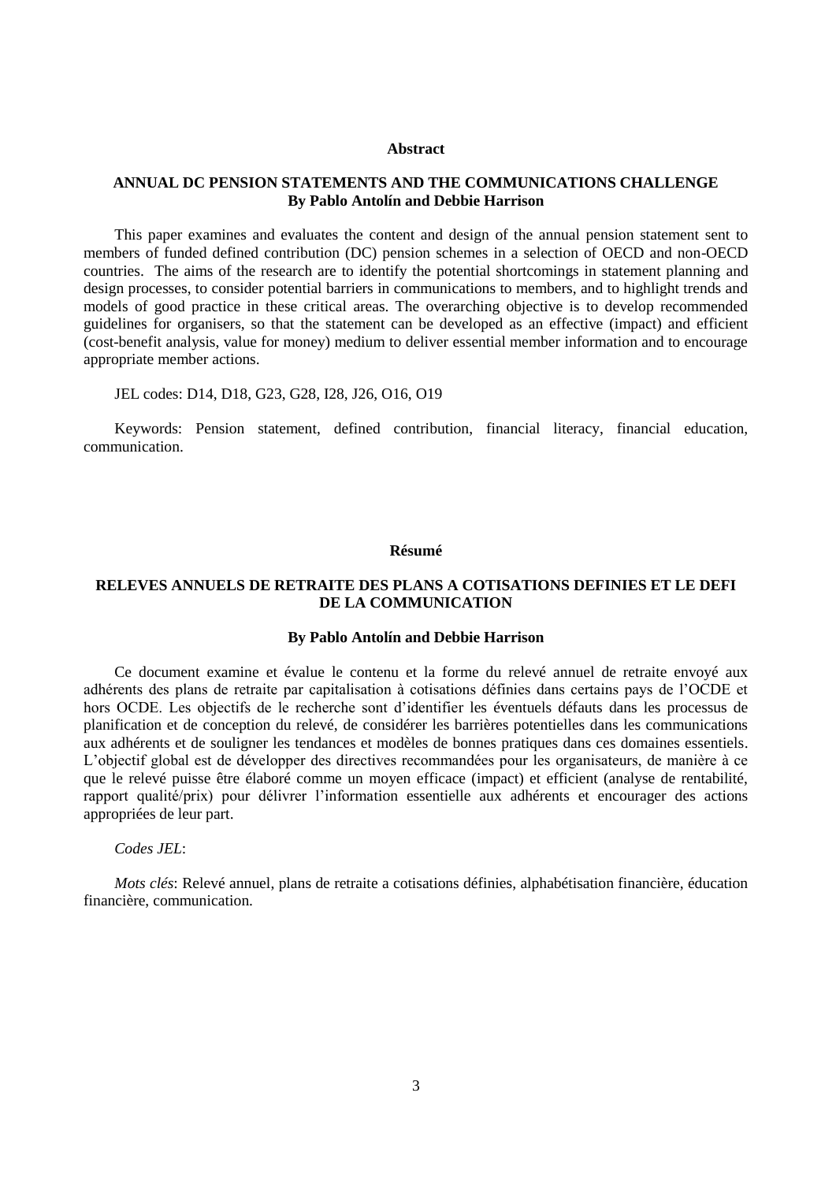## Abstract

### ANNUAL DC PENSION STATEMENTS AND THE COMMUNICATIONS CHALLENGE
**By Pablo Antolín and Debbie Harrison**

This paper examines and evaluates the content and design of the annual pension statement sent to members of funded defined contribution (DC) pension schemes in a selection of OECD and non-OECD countries. The aims of the research are to identify the potential shortcomings in statement planning and design processes, to consider potential barriers in communications to members, and to highlight trends and models of good practice in these critical areas. The overarching objective is to develop recommended guidelines for organisers, so that the statement can be developed as an effective (impact) and efficient (cost-benefit analysis, value for money) medium to deliver essential member information and to encourage appropriate member actions.

JEL codes: D14, D18, G23, G28, I28, J26, O16, O19

Keywords: Pension statement, defined contribution, financial literacy, financial education, communication.

## Résumé

### RELEVES ANNUELS DE RETRAITE DES PLANS A COTISATIONS DEFINIES ET LE DEFI DE LA COMMUNICATION

**By Pablo Antolín and Debbie Harrison**

Ce document examine et évalue le contenu et la forme du relevé annuel de retraite envoyé aux adhérents des plans de retraite par capitalisation à cotisations définies dans certains pays de l'OCDE et hors OCDE. Les objectifs de le recherche sont d'identifier les éventuels défauts dans les processus de planification et de conception du relevé, de considérer les barrières potentielles dans les communications aux adhérents et de souligner les tendances et modèles de bonnes pratiques dans ces domaines essentiels. L'objectif global est de développer des directives recommandées pour les organisateurs, de manière à ce que le relevé puisse être élaboré comme un moyen efficace (impact) et efficient (analyse de rentabilité, rapport qualité/prix) pour délivrer l'information essentielle aux adhérents et encourager des actions appropriées de leur part.

*Codes JEL*:

*Mots clés*: Relevé annuel, plans de retraite a cotisations définies, alphabétisation financière, éducation financière, communication.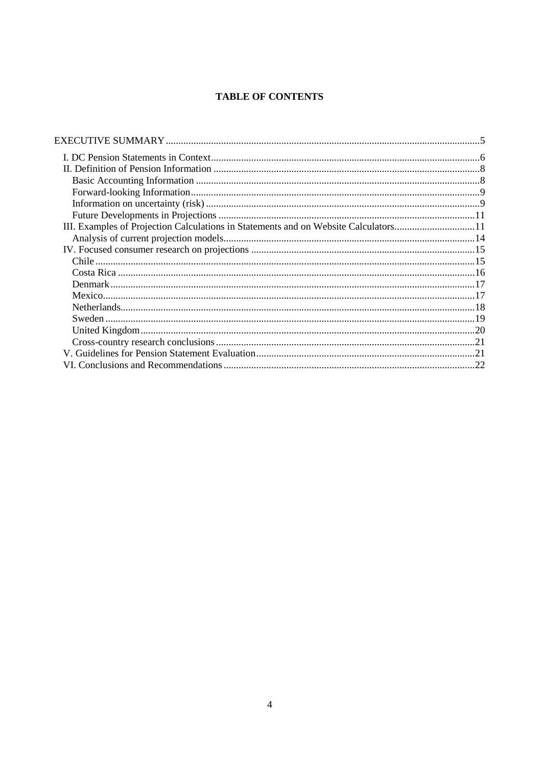**TABLE OF CONTENTS**

EXECUTIVE SUMMARY ... 5

- I. DC Pension Statements in Context ... 6
- II. Definition of Pension Information ... 8
  - Basic Accounting Information ... 8
  - Forward-looking Information ... 9
  - Information on uncertainty (risk) ... 9
  - Future Developments in Projections ... 11
- III. Examples of Projection Calculations in Statements and on Website Calculators ... 11
  - Analysis of current projection models ... 14
- IV. Focused consumer research on projections ... 15
  - Chile ... 15
  - Costa Rica ... 16
  - Denmark ... 17
  - Mexico ... 17
  - Netherlands ... 18
  - Sweden ... 19
  - United Kingdom ... 20
  - Cross-country research conclusions ... 21
- V. Guidelines for Pension Statement Evaluation ... 21
- VI. Conclusions and Recommendations ... 22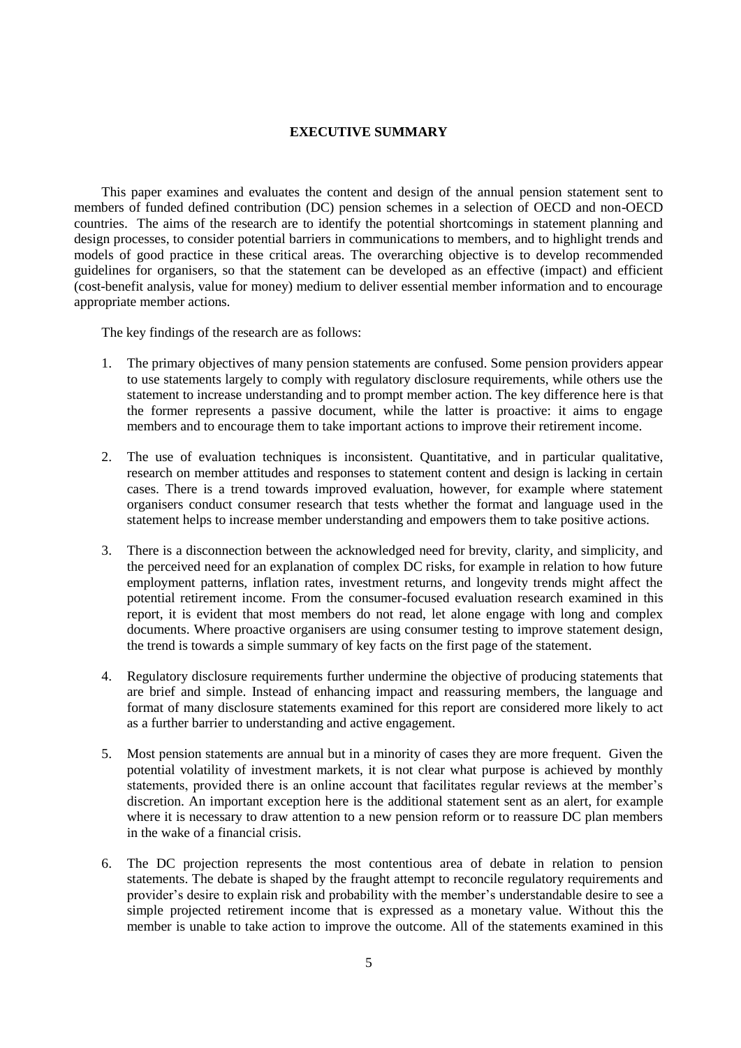# EXECUTIVE SUMMARY

This paper examines and evaluates the content and design of the annual pension statement sent to members of funded defined contribution (DC) pension schemes in a selection of OECD and non-OECD countries. The aims of the research are to identify the potential shortcomings in statement planning and design processes, to consider potential barriers in communications to members, and to highlight trends and models of good practice in these critical areas. The overarching objective is to develop recommended guidelines for organisers, so that the statement can be developed as an effective (impact) and efficient (cost-benefit analysis, value for money) medium to deliver essential member information and to encourage appropriate member actions.

The key findings of the research are as follows:

1. The primary objectives of many pension statements are confused. Some pension providers appear to use statements largely to comply with regulatory disclosure requirements, while others use the statement to increase understanding and to prompt member action. The key difference here is that the former represents a passive document, while the latter is proactive: it aims to engage members and to encourage them to take important actions to improve their retirement income.

2. The use of evaluation techniques is inconsistent. Quantitative, and in particular qualitative, research on member attitudes and responses to statement content and design is lacking in certain cases. There is a trend towards improved evaluation, however, for example where statement organisers conduct consumer research that tests whether the format and language used in the statement helps to increase member understanding and empowers them to take positive actions.

3. There is a disconnection between the acknowledged need for brevity, clarity, and simplicity, and the perceived need for an explanation of complex DC risks, for example in relation to how future employment patterns, inflation rates, investment returns, and longevity trends might affect the potential retirement income. From the consumer-focused evaluation research examined in this report, it is evident that most members do not read, let alone engage with long and complex documents. Where proactive organisers are using consumer testing to improve statement design, the trend is towards a simple summary of key facts on the first page of the statement.

4. Regulatory disclosure requirements further undermine the objective of producing statements that are brief and simple. Instead of enhancing impact and reassuring members, the language and format of many disclosure statements examined for this report are considered more likely to act as a further barrier to understanding and active engagement.

5. Most pension statements are annual but in a minority of cases they are more frequent. Given the potential volatility of investment markets, it is not clear what purpose is achieved by monthly statements, provided there is an online account that facilitates regular reviews at the member's discretion. An important exception here is the additional statement sent as an alert, for example where it is necessary to draw attention to a new pension reform or to reassure DC plan members in the wake of a financial crisis.

6. The DC projection represents the most contentious area of debate in relation to pension statements. The debate is shaped by the fraught attempt to reconcile regulatory requirements and provider's desire to explain risk and probability with the member's understandable desire to see a simple projected retirement income that is expressed as a monetary value. Without this the member is unable to take action to improve the outcome. All of the statements examined in this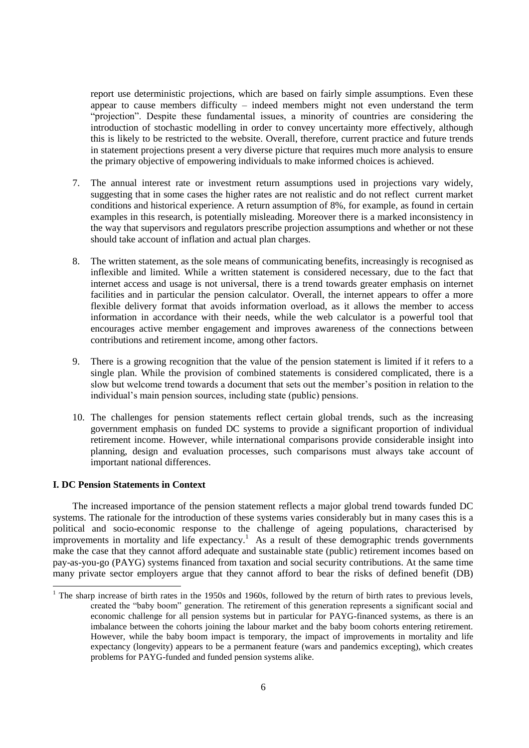report use deterministic projections, which are based on fairly simple assumptions. Even these appear to cause members difficulty – indeed members might not even understand the term "projection". Despite these fundamental issues, a minority of countries are considering the introduction of stochastic modelling in order to convey uncertainty more effectively, although this is likely to be restricted to the website. Overall, therefore, current practice and future trends in statement projections present a very diverse picture that requires much more analysis to ensure the primary objective of empowering individuals to make informed choices is achieved.

7. The annual interest rate or investment return assumptions used in projections vary widely, suggesting that in some cases the higher rates are not realistic and do not reflect current market conditions and historical experience. A return assumption of 8%, for example, as found in certain examples in this research, is potentially misleading. Moreover there is a marked inconsistency in the way that supervisors and regulators prescribe projection assumptions and whether or not these should take account of inflation and actual plan charges.

8. The written statement, as the sole means of communicating benefits, increasingly is recognised as inflexible and limited. While a written statement is considered necessary, due to the fact that internet access and usage is not universal, there is a trend towards greater emphasis on internet facilities and in particular the pension calculator. Overall, the internet appears to offer a more flexible delivery format that avoids information overload, as it allows the member to access information in accordance with their needs, while the web calculator is a powerful tool that encourages active member engagement and improves awareness of the connections between contributions and retirement income, among other factors.

9. There is a growing recognition that the value of the pension statement is limited if it refers to a single plan. While the provision of combined statements is considered complicated, there is a slow but welcome trend towards a document that sets out the member's position in relation to the individual's main pension sources, including state (public) pensions.

10. The challenges for pension statements reflect certain global trends, such as the increasing government emphasis on funded DC systems to provide a significant proportion of individual retirement income. However, while international comparisons provide considerable insight into planning, design and evaluation processes, such comparisons must always take account of important national differences.

**I. DC Pension Statements in Context**

The increased importance of the pension statement reflects a major global trend towards funded DC systems. The rationale for the introduction of these systems varies considerably but in many cases this is a political and socio-economic response to the challenge of ageing populations, characterised by improvements in mortality and life expectancy.[1] As a result of these demographic trends governments make the case that they cannot afford adequate and sustainable state (public) retirement incomes based on pay-as-you-go (PAYG) systems financed from taxation and social security contributions. At the same time many private sector employers argue that they cannot afford to bear the risks of defined benefit (DB)

[1] The sharp increase of birth rates in the 1950s and 1960s, followed by the return of birth rates to previous levels, created the "baby boom" generation. The retirement of this generation represents a significant social and economic challenge for all pension systems but in particular for PAYG-financed systems, as there is an imbalance between the cohorts joining the labour market and the baby boom cohorts entering retirement. However, while the baby boom impact is temporary, the impact of improvements in mortality and life expectancy (longevity) appears to be a permanent feature (wars and pandemics excepting), which creates problems for PAYG-funded and funded pension systems alike.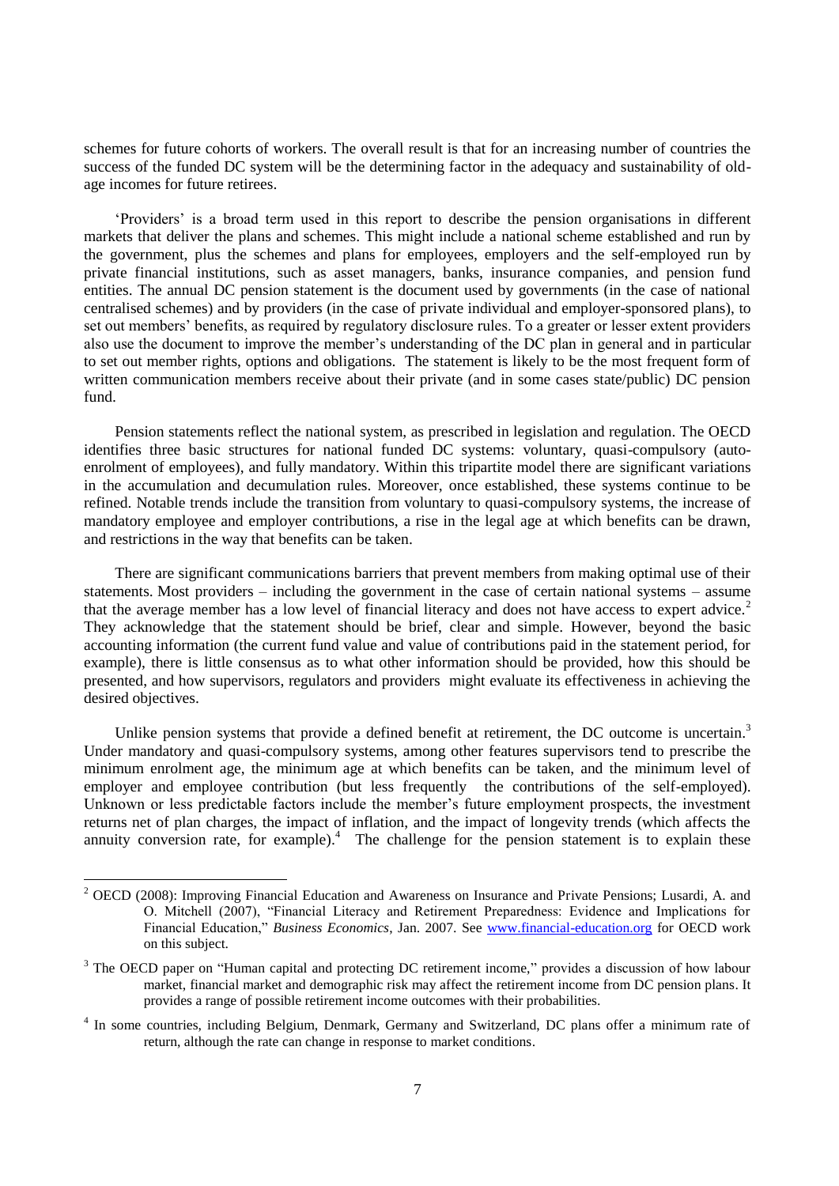schemes for future cohorts of workers. The overall result is that for an increasing number of countries the success of the funded DC system will be the determining factor in the adequacy and sustainability of old-age incomes for future retirees.

'Providers' is a broad term used in this report to describe the pension organisations in different markets that deliver the plans and schemes. This might include a national scheme established and run by the government, plus the schemes and plans for employees, employers and the self-employed run by private financial institutions, such as asset managers, banks, insurance companies, and pension fund entities. The annual DC pension statement is the document used by governments (in the case of national centralised schemes) and by providers (in the case of private individual and employer-sponsored plans), to set out members' benefits, as required by regulatory disclosure rules. To a greater or lesser extent providers also use the document to improve the member's understanding of the DC plan in general and in particular to set out member rights, options and obligations. The statement is likely to be the most frequent form of written communication members receive about their private (and in some cases state/public) DC pension fund.

Pension statements reflect the national system, as prescribed in legislation and regulation. The OECD identifies three basic structures for national funded DC systems: voluntary, quasi-compulsory (auto-enrolment of employees), and fully mandatory. Within this tripartite model there are significant variations in the accumulation and decumulation rules. Moreover, once established, these systems continue to be refined. Notable trends include the transition from voluntary to quasi-compulsory systems, the increase of mandatory employee and employer contributions, a rise in the legal age at which benefits can be drawn, and restrictions in the way that benefits can be taken.

There are significant communications barriers that prevent members from making optimal use of their statements. Most providers – including the government in the case of certain national systems – assume that the average member has a low level of financial literacy and does not have access to expert advice.[2] They acknowledge that the statement should be brief, clear and simple. However, beyond the basic accounting information (the current fund value and value of contributions paid in the statement period, for example), there is little consensus as to what other information should be provided, how this should be presented, and how supervisors, regulators and providers might evaluate its effectiveness in achieving the desired objectives.

Unlike pension systems that provide a defined benefit at retirement, the DC outcome is uncertain.[3] Under mandatory and quasi-compulsory systems, among other features supervisors tend to prescribe the minimum enrolment age, the minimum age at which benefits can be taken, and the minimum level of employer and employee contribution (but less frequently the contributions of the self-employed). Unknown or less predictable factors include the member's future employment prospects, the investment returns net of plan charges, the impact of inflation, and the impact of longevity trends (which affects the annuity conversion rate, for example).[4] The challenge for the pension statement is to explain these

---

[2] OECD (2008): Improving Financial Education and Awareness on Insurance and Private Pensions; Lusardi, A. and O. Mitchell (2007), "Financial Literacy and Retirement Preparedness: Evidence and Implications for Financial Education," *Business Economics*, Jan. 2007. See www.financial-education.org for OECD work on this subject.

[3] The OECD paper on "Human capital and protecting DC retirement income," provides a discussion of how labour market, financial market and demographic risk may affect the retirement income from DC pension plans. It provides a range of possible retirement income outcomes with their probabilities.

[4] In some countries, including Belgium, Denmark, Germany and Switzerland, DC plans offer a minimum rate of return, although the rate can change in response to market conditions.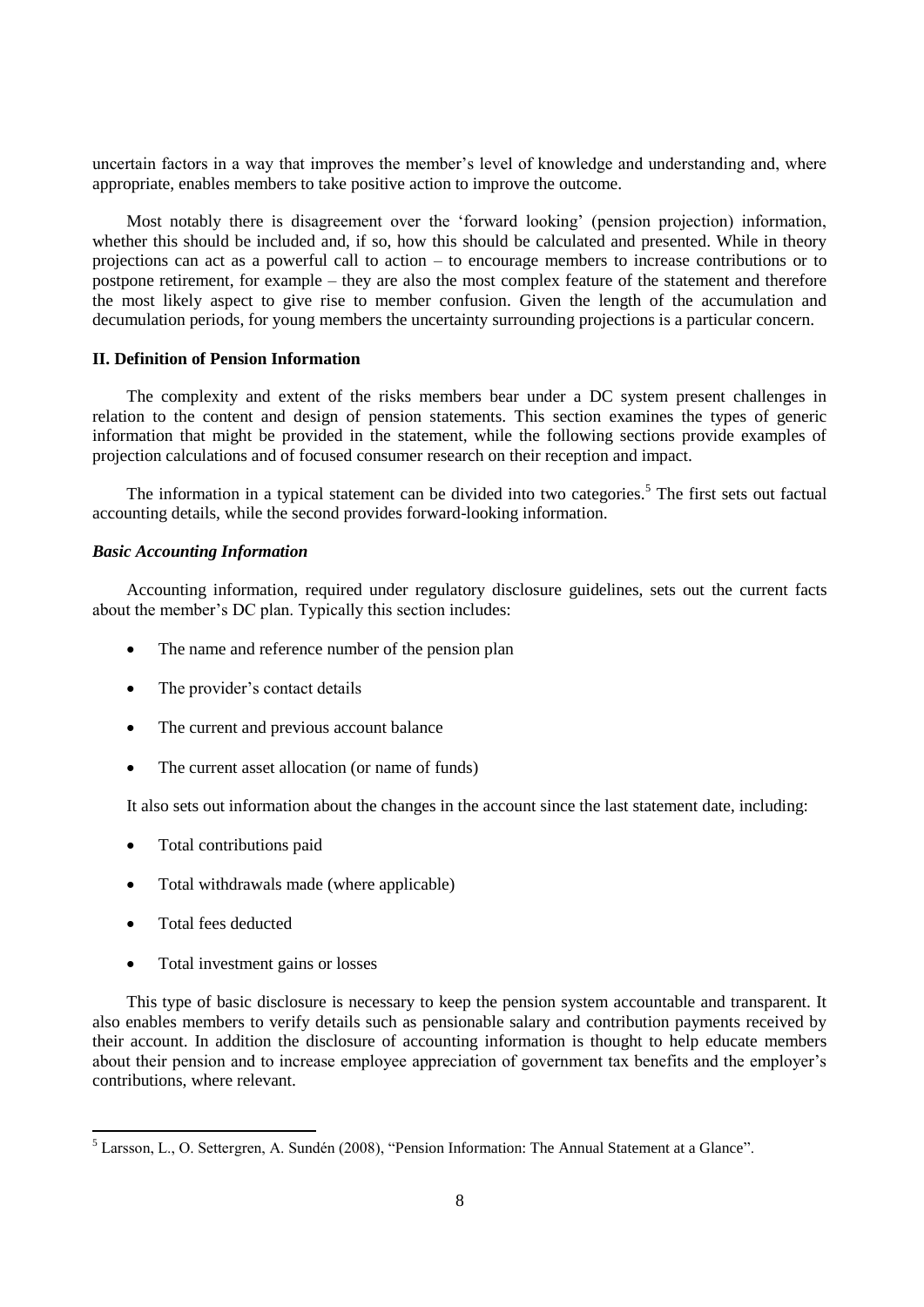uncertain factors in a way that improves the member's level of knowledge and understanding and, where appropriate, enables members to take positive action to improve the outcome.

Most notably there is disagreement over the 'forward looking' (pension projection) information, whether this should be included and, if so, how this should be calculated and presented. While in theory projections can act as a powerful call to action – to encourage members to increase contributions or to postpone retirement, for example – they are also the most complex feature of the statement and therefore the most likely aspect to give rise to member confusion. Given the length of the accumulation and decumulation periods, for young members the uncertainty surrounding projections is a particular concern.

## II. Definition of Pension Information

The complexity and extent of the risks members bear under a DC system present challenges in relation to the content and design of pension statements. This section examines the types of generic information that might be provided in the statement, while the following sections provide examples of projection calculations and of focused consumer research on their reception and impact.

The information in a typical statement can be divided into two categories.[5] The first sets out factual accounting details, while the second provides forward-looking information.

### *Basic Accounting Information*

Accounting information, required under regulatory disclosure guidelines, sets out the current facts about the member's DC plan. Typically this section includes:

- The name and reference number of the pension plan
- The provider's contact details
- The current and previous account balance
- The current asset allocation (or name of funds)

It also sets out information about the changes in the account since the last statement date, including:

- Total contributions paid
- Total withdrawals made (where applicable)
- Total fees deducted
- Total investment gains or losses

This type of basic disclosure is necessary to keep the pension system accountable and transparent. It also enables members to verify details such as pensionable salary and contribution payments received by their account. In addition the disclosure of accounting information is thought to help educate members about their pension and to increase employee appreciation of government tax benefits and the employer's contributions, where relevant.

[5] Larsson, L., O. Settergren, A. Sundén (2008), "Pension Information: The Annual Statement at a Glance".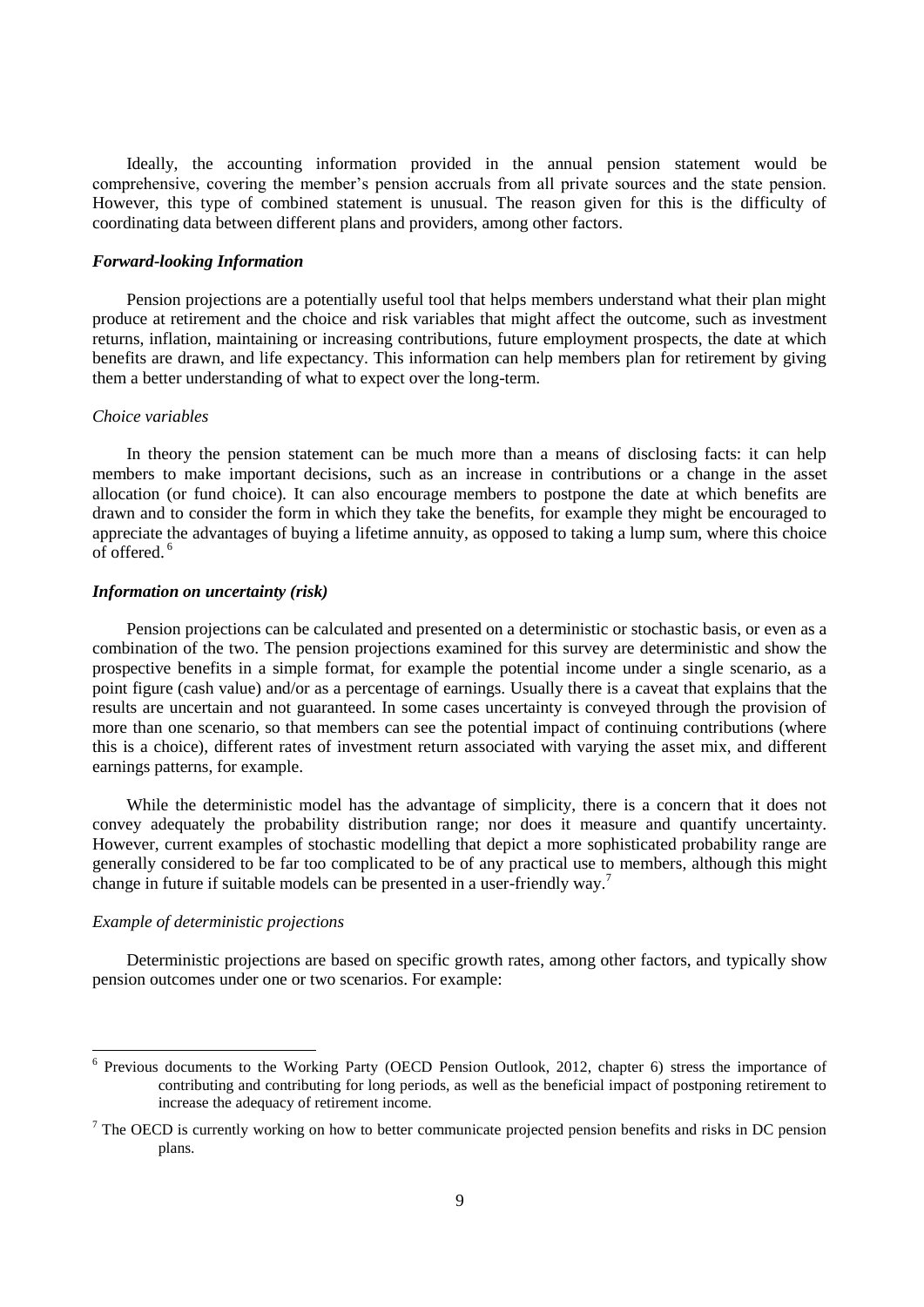Ideally, the accounting information provided in the annual pension statement would be comprehensive, covering the member's pension accruals from all private sources and the state pension. However, this type of combined statement is unusual. The reason given for this is the difficulty of coordinating data between different plans and providers, among other factors.

### *Forward-looking Information*

Pension projections are a potentially useful tool that helps members understand what their plan might produce at retirement and the choice and risk variables that might affect the outcome, such as investment returns, inflation, maintaining or increasing contributions, future employment prospects, the date at which benefits are drawn, and life expectancy. This information can help members plan for retirement by giving them a better understanding of what to expect over the long-term.

#### *Choice variables*

In theory the pension statement can be much more than a means of disclosing facts: it can help members to make important decisions, such as an increase in contributions or a change in the asset allocation (or fund choice). It can also encourage members to postpone the date at which benefits are drawn and to consider the form in which they take the benefits, for example they might be encouraged to appreciate the advantages of buying a lifetime annuity, as opposed to taking a lump sum, where this choice of offered. [6]

### *Information on uncertainty (risk)*

Pension projections can be calculated and presented on a deterministic or stochastic basis, or even as a combination of the two. The pension projections examined for this survey are deterministic and show the prospective benefits in a simple format, for example the potential income under a single scenario, as a point figure (cash value) and/or as a percentage of earnings. Usually there is a caveat that explains that the results are uncertain and not guaranteed. In some cases uncertainty is conveyed through the provision of more than one scenario, so that members can see the potential impact of continuing contributions (where this is a choice), different rates of investment return associated with varying the asset mix, and different earnings patterns, for example.

While the deterministic model has the advantage of simplicity, there is a concern that it does not convey adequately the probability distribution range; nor does it measure and quantify uncertainty. However, current examples of stochastic modelling that depict a more sophisticated probability range are generally considered to be far too complicated to be of any practical use to members, although this might change in future if suitable models can be presented in a user-friendly way.[7]

#### *Example of deterministic projections*

Deterministic projections are based on specific growth rates, among other factors, and typically show pension outcomes under one or two scenarios. For example:

---

[6] Previous documents to the Working Party (OECD Pension Outlook, 2012, chapter 6) stress the importance of contributing and contributing for long periods, as well as the beneficial impact of postponing retirement to increase the adequacy of retirement income.

[7] The OECD is currently working on how to better communicate projected pension benefits and risks in DC pension plans.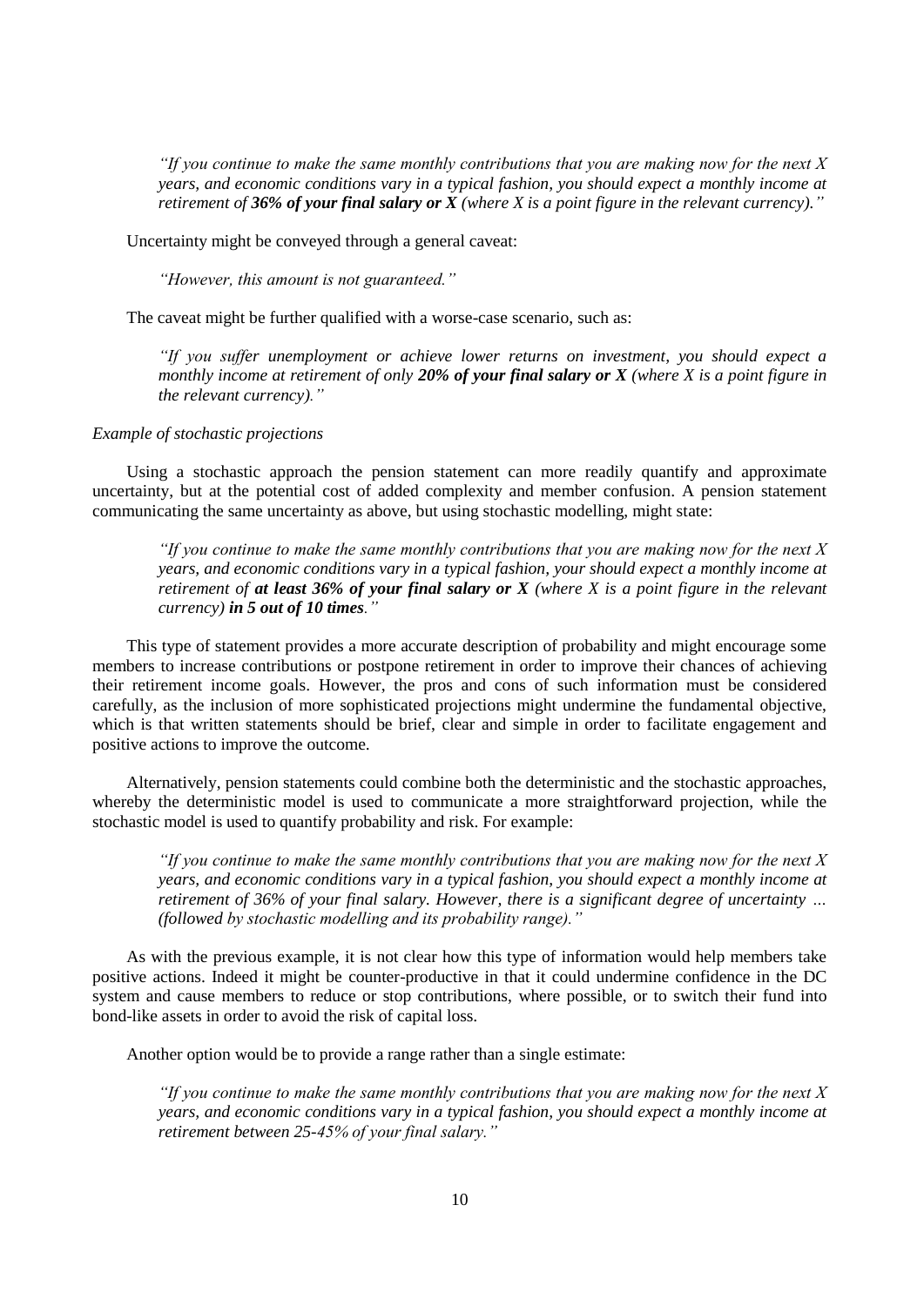> *"If you continue to make the same monthly contributions that you are making now for the next X years, and economic conditions vary in a typical fashion, you should expect a monthly income at retirement of **36% of your final salary or X** (where X is a point figure in the relevant currency)."*

Uncertainty might be conveyed through a general caveat:

> *"However, this amount is not guaranteed."*

The caveat might be further qualified with a worse-case scenario, such as:

> *"If you suffer unemployment or achieve lower returns on investment, you should expect a monthly income at retirement of only **20% of your final salary or X** (where X is a point figure in the relevant currency)."*

*Example of stochastic projections*

Using a stochastic approach the pension statement can more readily quantify and approximate uncertainty, but at the potential cost of added complexity and member confusion. A pension statement communicating the same uncertainty as above, but using stochastic modelling, might state:

> *"If you continue to make the same monthly contributions that you are making now for the next X years, and economic conditions vary in a typical fashion, your should expect a monthly income at retirement of **at least 36% of your final salary or X** (where X is a point figure in the relevant currency) **in 5 out of 10 times**."*

This type of statement provides a more accurate description of probability and might encourage some members to increase contributions or postpone retirement in order to improve their chances of achieving their retirement income goals. However, the pros and cons of such information must be considered carefully, as the inclusion of more sophisticated projections might undermine the fundamental objective, which is that written statements should be brief, clear and simple in order to facilitate engagement and positive actions to improve the outcome.

Alternatively, pension statements could combine both the deterministic and the stochastic approaches, whereby the deterministic model is used to communicate a more straightforward projection, while the stochastic model is used to quantify probability and risk. For example:

> *"If you continue to make the same monthly contributions that you are making now for the next X years, and economic conditions vary in a typical fashion, you should expect a monthly income at retirement of 36% of your final salary. However, there is a significant degree of uncertainty … (followed by stochastic modelling and its probability range)."*

As with the previous example, it is not clear how this type of information would help members take positive actions. Indeed it might be counter-productive in that it could undermine confidence in the DC system and cause members to reduce or stop contributions, where possible, or to switch their fund into bond-like assets in order to avoid the risk of capital loss.

Another option would be to provide a range rather than a single estimate:

> *"If you continue to make the same monthly contributions that you are making now for the next X years, and economic conditions vary in a typical fashion, you should expect a monthly income at retirement between 25-45% of your final salary."*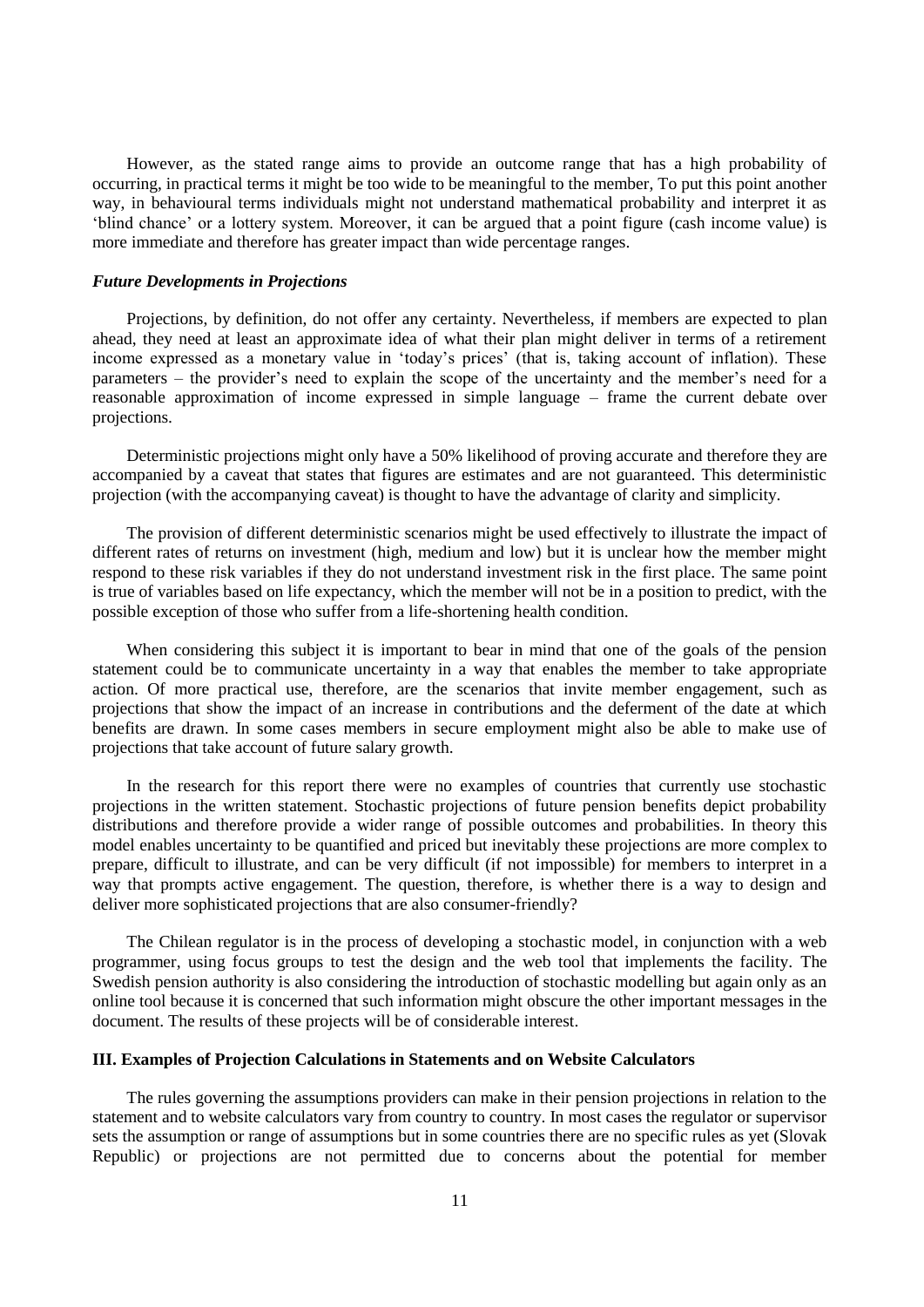However, as the stated range aims to provide an outcome range that has a high probability of occurring, in practical terms it might be too wide to be meaningful to the member, To put this point another way, in behavioural terms individuals might not understand mathematical probability and interpret it as 'blind chance' or a lottery system. Moreover, it can be argued that a point figure (cash income value) is more immediate and therefore has greater impact than wide percentage ranges.

***Future Developments in Projections***

Projections, by definition, do not offer any certainty. Nevertheless, if members are expected to plan ahead, they need at least an approximate idea of what their plan might deliver in terms of a retirement income expressed as a monetary value in 'today's prices' (that is, taking account of inflation). These parameters – the provider's need to explain the scope of the uncertainty and the member's need for a reasonable approximation of income expressed in simple language – frame the current debate over projections.

Deterministic projections might only have a 50% likelihood of proving accurate and therefore they are accompanied by a caveat that states that figures are estimates and are not guaranteed. This deterministic projection (with the accompanying caveat) is thought to have the advantage of clarity and simplicity.

The provision of different deterministic scenarios might be used effectively to illustrate the impact of different rates of returns on investment (high, medium and low) but it is unclear how the member might respond to these risk variables if they do not understand investment risk in the first place. The same point is true of variables based on life expectancy, which the member will not be in a position to predict, with the possible exception of those who suffer from a life-shortening health condition.

When considering this subject it is important to bear in mind that one of the goals of the pension statement could be to communicate uncertainty in a way that enables the member to take appropriate action. Of more practical use, therefore, are the scenarios that invite member engagement, such as projections that show the impact of an increase in contributions and the deferment of the date at which benefits are drawn. In some cases members in secure employment might also be able to make use of projections that take account of future salary growth.

In the research for this report there were no examples of countries that currently use stochastic projections in the written statement. Stochastic projections of future pension benefits depict probability distributions and therefore provide a wider range of possible outcomes and probabilities. In theory this model enables uncertainty to be quantified and priced but inevitably these projections are more complex to prepare, difficult to illustrate, and can be very difficult (if not impossible) for members to interpret in a way that prompts active engagement. The question, therefore, is whether there is a way to design and deliver more sophisticated projections that are also consumer-friendly?

The Chilean regulator is in the process of developing a stochastic model, in conjunction with a web programmer, using focus groups to test the design and the web tool that implements the facility. The Swedish pension authority is also considering the introduction of stochastic modelling but again only as an online tool because it is concerned that such information might obscure the other important messages in the document. The results of these projects will be of considerable interest.

## III. Examples of Projection Calculations in Statements and on Website Calculators

The rules governing the assumptions providers can make in their pension projections in relation to the statement and to website calculators vary from country to country. In most cases the regulator or supervisor sets the assumption or range of assumptions but in some countries there are no specific rules as yet (Slovak Republic) or projections are not permitted due to concerns about the potential for member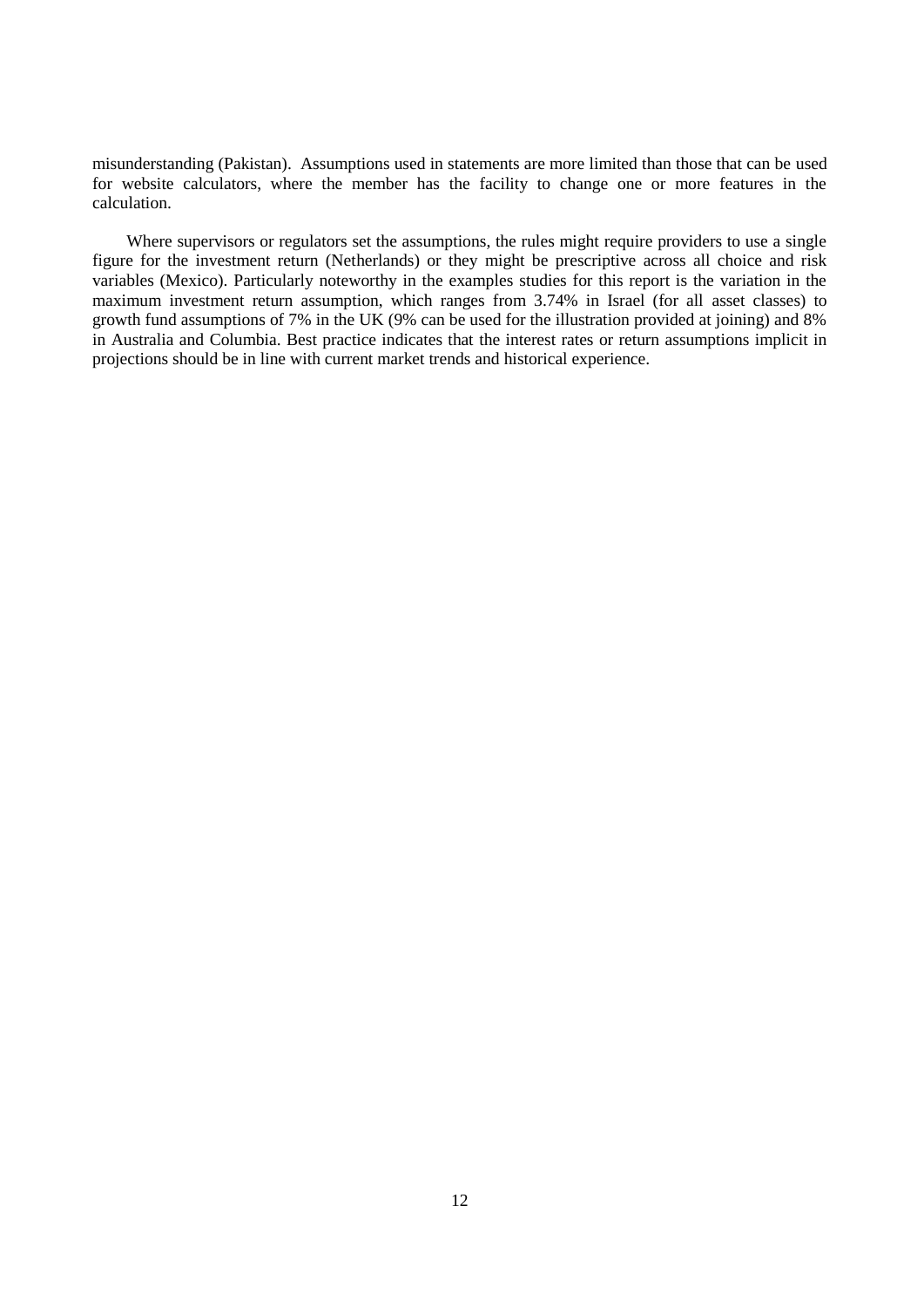misunderstanding (Pakistan). Assumptions used in statements are more limited than those that can be used for website calculators, where the member has the facility to change one or more features in the calculation.

Where supervisors or regulators set the assumptions, the rules might require providers to use a single figure for the investment return (Netherlands) or they might be prescriptive across all choice and risk variables (Mexico). Particularly noteworthy in the examples studies for this report is the variation in the maximum investment return assumption, which ranges from 3.74% in Israel (for all asset classes) to growth fund assumptions of 7% in the UK (9% can be used for the illustration provided at joining) and 8% in Australia and Columbia. Best practice indicates that the interest rates or return assumptions implicit in projections should be in line with current market trends and historical experience.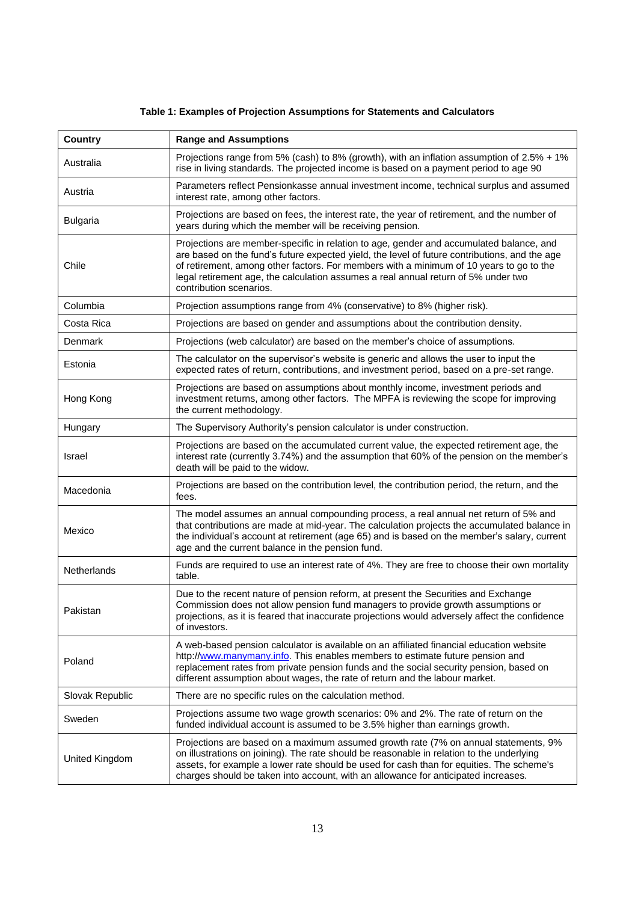**Table 1: Examples of Projection Assumptions for Statements and Calculators**

| Country | Range and Assumptions |
|---|---|
| Australia | Projections range from 5% (cash) to 8% (growth), with an inflation assumption of 2.5% + 1% rise in living standards. The projected income is based on a payment period to age 90 |
| Austria | Parameters reflect Pensionkasse annual investment income, technical surplus and assumed interest rate, among other factors. |
| Bulgaria | Projections are based on fees, the interest rate, the year of retirement, and the number of years during which the member will be receiving pension. |
| Chile | Projections are member-specific in relation to age, gender and accumulated balance, and are based on the fund's future expected yield, the level of future contributions, and the age of retirement, among other factors. For members with a minimum of 10 years to go to the legal retirement age, the calculation assumes a real annual return of 5% under two contribution scenarios. |
| Columbia | Projection assumptions range from 4% (conservative) to 8% (higher risk). |
| Costa Rica | Projections are based on gender and assumptions about the contribution density. |
| Denmark | Projections (web calculator) are based on the member's choice of assumptions. |
| Estonia | The calculator on the supervisor's website is generic and allows the user to input the expected rates of return, contributions, and investment period, based on a pre-set range. |
| Hong Kong | Projections are based on assumptions about monthly income, investment periods and investment returns, among other factors. The MPFA is reviewing the scope for improving the current methodology. |
| Hungary | The Supervisory Authority's pension calculator is under construction. |
| Israel | Projections are based on the accumulated current value, the expected retirement age, the interest rate (currently 3.74%) and the assumption that 60% of the pension on the member's death will be paid to the widow. |
| Macedonia | Projections are based on the contribution level, the contribution period, the return, and the fees. |
| Mexico | The model assumes an annual compounding process, a real annual net return of 5% and that contributions are made at mid-year. The calculation projects the accumulated balance in the individual's account at retirement (age 65) and is based on the member's salary, current age and the current balance in the pension fund. |
| Netherlands | Funds are required to use an interest rate of 4%. They are free to choose their own mortality table. |
| Pakistan | Due to the recent nature of pension reform, at present the Securities and Exchange Commission does not allow pension fund managers to provide growth assumptions or projections, as it is feared that inaccurate projections would adversely affect the confidence of investors. |
| Poland | A web-based pension calculator is available on an affiliated financial education website http://www.manymany.info. This enables members to estimate future pension and replacement rates from private pension funds and the social security pension, based on different assumption about wages, the rate of return and the labour market. |
| Slovak Republic | There are no specific rules on the calculation method. |
| Sweden | Projections assume two wage growth scenarios: 0% and 2%. The rate of return on the funded individual account is assumed to be 3.5% higher than earnings growth. |
| United Kingdom | Projections are based on a maximum assumed growth rate (7% on annual statements, 9% on illustrations on joining). The rate should be reasonable in relation to the underlying assets, for example a lower rate should be used for cash than for equities. The scheme's charges should be taken into account, with an allowance for anticipated increases. |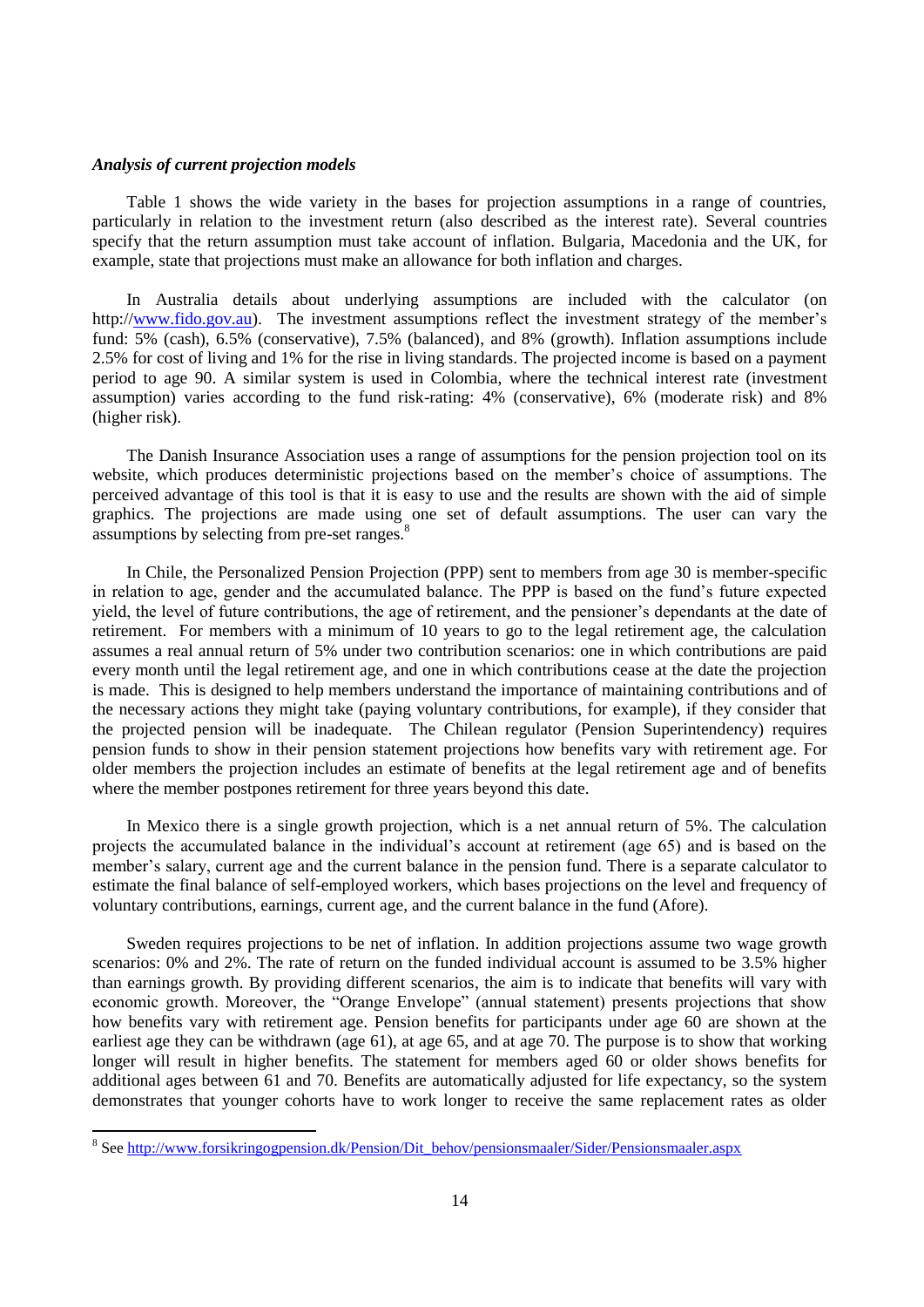***Analysis of current projection models***

Table 1 shows the wide variety in the bases for projection assumptions in a range of countries, particularly in relation to the investment return (also described as the interest rate). Several countries specify that the return assumption must take account of inflation. Bulgaria, Macedonia and the UK, for example, state that projections must make an allowance for both inflation and charges.

In Australia details about underlying assumptions are included with the calculator (on http://www.fido.gov.au). The investment assumptions reflect the investment strategy of the member's fund: 5% (cash), 6.5% (conservative), 7.5% (balanced), and 8% (growth). Inflation assumptions include 2.5% for cost of living and 1% for the rise in living standards. The projected income is based on a payment period to age 90. A similar system is used in Colombia, where the technical interest rate (investment assumption) varies according to the fund risk-rating: 4% (conservative), 6% (moderate risk) and 8% (higher risk).

The Danish Insurance Association uses a range of assumptions for the pension projection tool on its website, which produces deterministic projections based on the member's choice of assumptions. The perceived advantage of this tool is that it is easy to use and the results are shown with the aid of simple graphics. The projections are made using one set of default assumptions. The user can vary the assumptions by selecting from pre-set ranges.[8]

In Chile, the Personalized Pension Projection (PPP) sent to members from age 30 is member-specific in relation to age, gender and the accumulated balance. The PPP is based on the fund's future expected yield, the level of future contributions, the age of retirement, and the pensioner's dependants at the date of retirement. For members with a minimum of 10 years to go to the legal retirement age, the calculation assumes a real annual return of 5% under two contribution scenarios: one in which contributions are paid every month until the legal retirement age, and one in which contributions cease at the date the projection is made. This is designed to help members understand the importance of maintaining contributions and of the necessary actions they might take (paying voluntary contributions, for example), if they consider that the projected pension will be inadequate. The Chilean regulator (Pension Superintendency) requires pension funds to show in their pension statement projections how benefits vary with retirement age. For older members the projection includes an estimate of benefits at the legal retirement age and of benefits where the member postpones retirement for three years beyond this date.

In Mexico there is a single growth projection, which is a net annual return of 5%. The calculation projects the accumulated balance in the individual's account at retirement (age 65) and is based on the member's salary, current age and the current balance in the pension fund. There is a separate calculator to estimate the final balance of self-employed workers, which bases projections on the level and frequency of voluntary contributions, earnings, current age, and the current balance in the fund (Afore).

Sweden requires projections to be net of inflation. In addition projections assume two wage growth scenarios: 0% and 2%. The rate of return on the funded individual account is assumed to be 3.5% higher than earnings growth. By providing different scenarios, the aim is to indicate that benefits will vary with economic growth. Moreover, the "Orange Envelope" (annual statement) presents projections that show how benefits vary with retirement age. Pension benefits for participants under age 60 are shown at the earliest age they can be withdrawn (age 61), at age 65, and at age 70. The purpose is to show that working longer will result in higher benefits. The statement for members aged 60 or older shows benefits for additional ages between 61 and 70. Benefits are automatically adjusted for life expectancy, so the system demonstrates that younger cohorts have to work longer to receive the same replacement rates as older

[8] See http://www.forsikringogpension.dk/Pension/Dit_behov/pensionsmaaler/Sider/Pensionsmaaler.aspx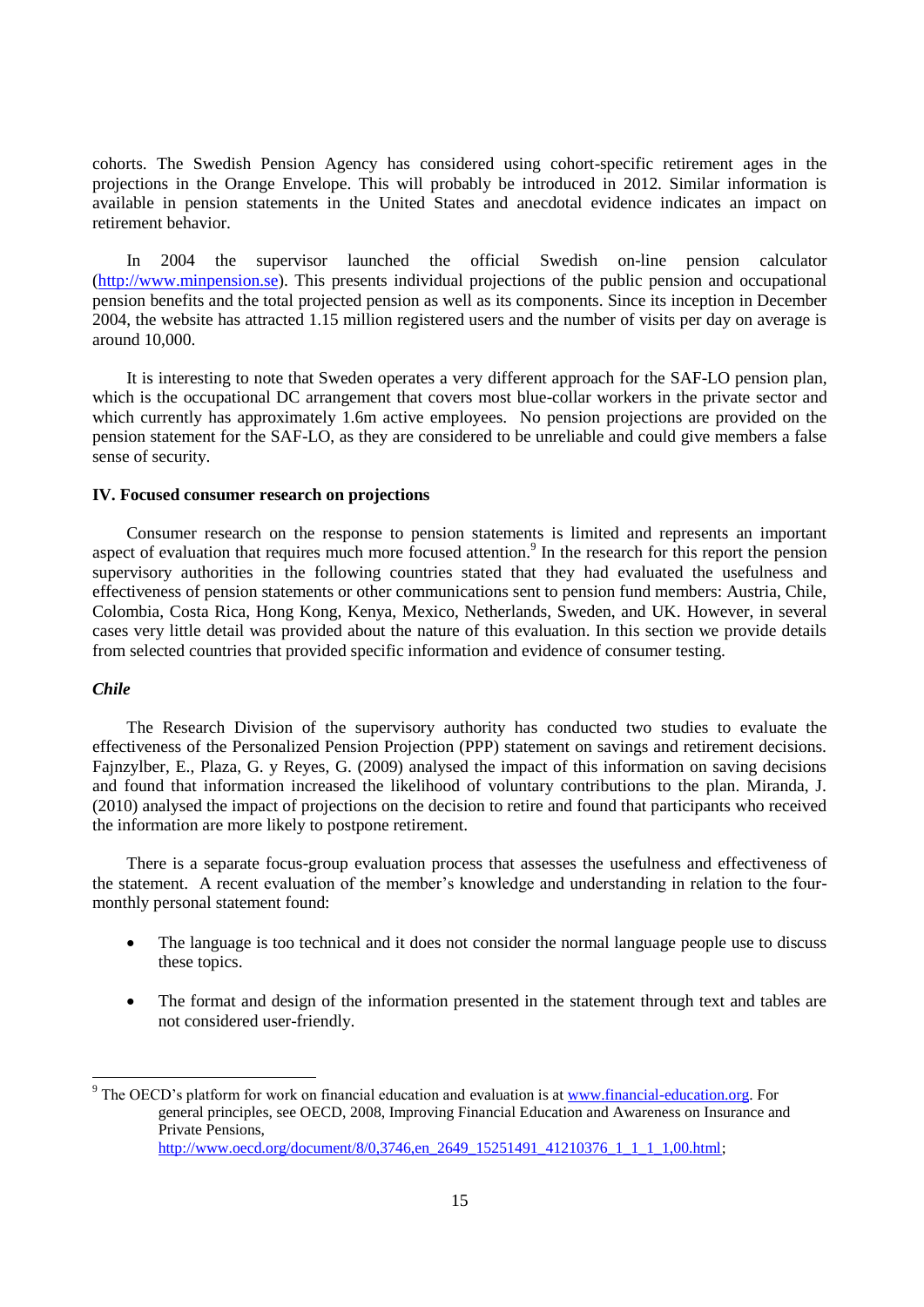cohorts. The Swedish Pension Agency has considered using cohort-specific retirement ages in the projections in the Orange Envelope. This will probably be introduced in 2012. Similar information is available in pension statements in the United States and anecdotal evidence indicates an impact on retirement behavior.

In 2004 the supervisor launched the official Swedish on-line pension calculator (http://www.minpension.se). This presents individual projections of the public pension and occupational pension benefits and the total projected pension as well as its components. Since its inception in December 2004, the website has attracted 1.15 million registered users and the number of visits per day on average is around 10,000.

It is interesting to note that Sweden operates a very different approach for the SAF-LO pension plan, which is the occupational DC arrangement that covers most blue-collar workers in the private sector and which currently has approximately 1.6m active employees. No pension projections are provided on the pension statement for the SAF-LO, as they are considered to be unreliable and could give members a false sense of security.

**IV. Focused consumer research on projections**

Consumer research on the response to pension statements is limited and represents an important aspect of evaluation that requires much more focused attention.[9] In the research for this report the pension supervisory authorities in the following countries stated that they had evaluated the usefulness and effectiveness of pension statements or other communications sent to pension fund members: Austria, Chile, Colombia, Costa Rica, Hong Kong, Kenya, Mexico, Netherlands, Sweden, and UK. However, in several cases very little detail was provided about the nature of this evaluation. In this section we provide details from selected countries that provided specific information and evidence of consumer testing.

***Chile***

The Research Division of the supervisory authority has conducted two studies to evaluate the effectiveness of the Personalized Pension Projection (PPP) statement on savings and retirement decisions. Fajnzylber, E., Plaza, G. y Reyes, G. (2009) analysed the impact of this information on saving decisions and found that information increased the likelihood of voluntary contributions to the plan. Miranda, J. (2010) analysed the impact of projections on the decision to retire and found that participants who received the information are more likely to postpone retirement.

There is a separate focus-group evaluation process that assesses the usefulness and effectiveness of the statement. A recent evaluation of the member's knowledge and understanding in relation to the four-monthly personal statement found:

- The language is too technical and it does not consider the normal language people use to discuss these topics.
- The format and design of the information presented in the statement through text and tables are not considered user-friendly.

---

[9] The OECD's platform for work on financial education and evaluation is at www.financial-education.org. For general principles, see OECD, 2008, Improving Financial Education and Awareness on Insurance and Private Pensions, http://www.oecd.org/document/8/0,3746,en_2649_15251491_41210376_1_1_1_1,00.html;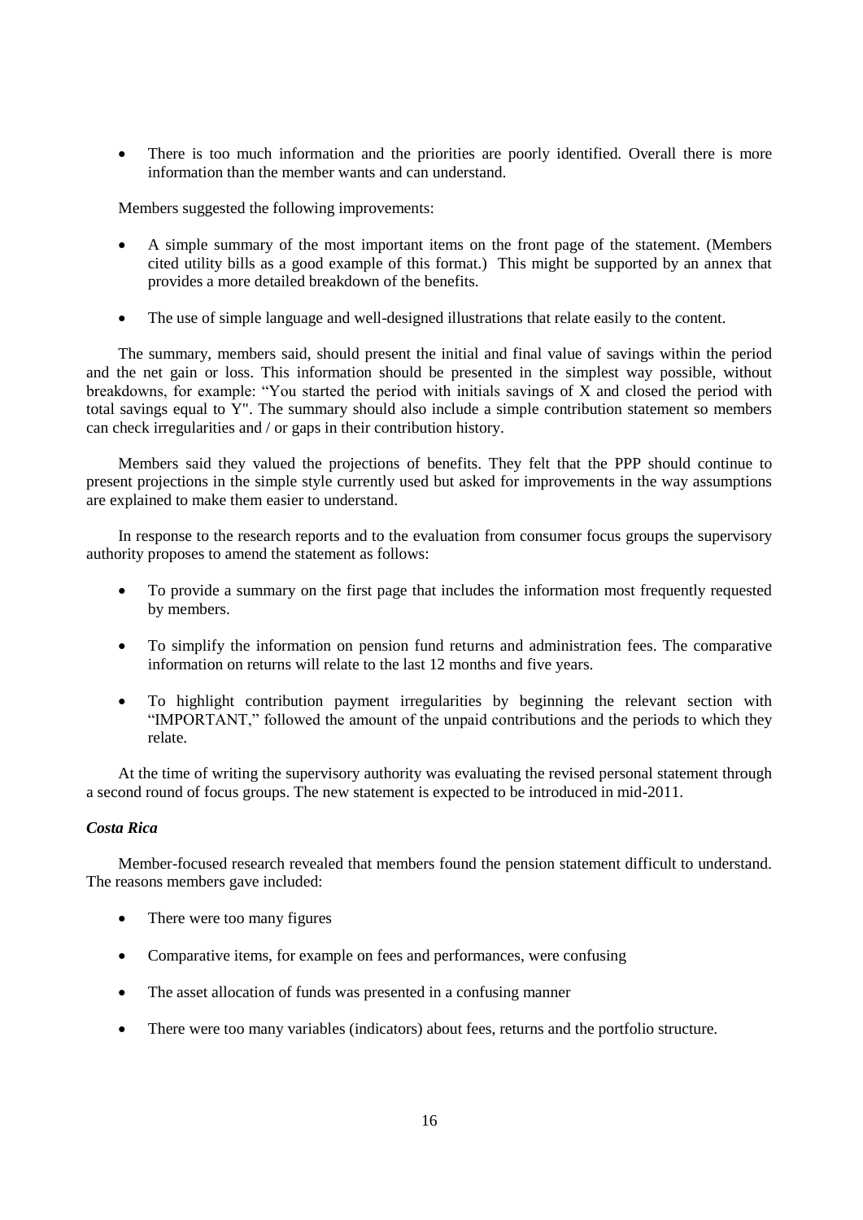- There is too much information and the priorities are poorly identified. Overall there is more information than the member wants and can understand.

Members suggested the following improvements:

- A simple summary of the most important items on the front page of the statement. (Members cited utility bills as a good example of this format.) This might be supported by an annex that provides a more detailed breakdown of the benefits.

- The use of simple language and well-designed illustrations that relate easily to the content.

The summary, members said, should present the initial and final value of savings within the period and the net gain or loss. This information should be presented in the simplest way possible, without breakdowns, for example: "You started the period with initials savings of X and closed the period with total savings equal to Y". The summary should also include a simple contribution statement so members can check irregularities and / or gaps in their contribution history.

Members said they valued the projections of benefits. They felt that the PPP should continue to present projections in the simple style currently used but asked for improvements in the way assumptions are explained to make them easier to understand.

In response to the research reports and to the evaluation from consumer focus groups the supervisory authority proposes to amend the statement as follows:

- To provide a summary on the first page that includes the information most frequently requested by members.

- To simplify the information on pension fund returns and administration fees. The comparative information on returns will relate to the last 12 months and five years.

- To highlight contribution payment irregularities by beginning the relevant section with "IMPORTANT," followed the amount of the unpaid contributions and the periods to which they relate.

At the time of writing the supervisory authority was evaluating the revised personal statement through a second round of focus groups. The new statement is expected to be introduced in mid-2011.

***Costa Rica***

Member-focused research revealed that members found the pension statement difficult to understand. The reasons members gave included:

- There were too many figures

- Comparative items, for example on fees and performances, were confusing

- The asset allocation of funds was presented in a confusing manner

- There were too many variables (indicators) about fees, returns and the portfolio structure.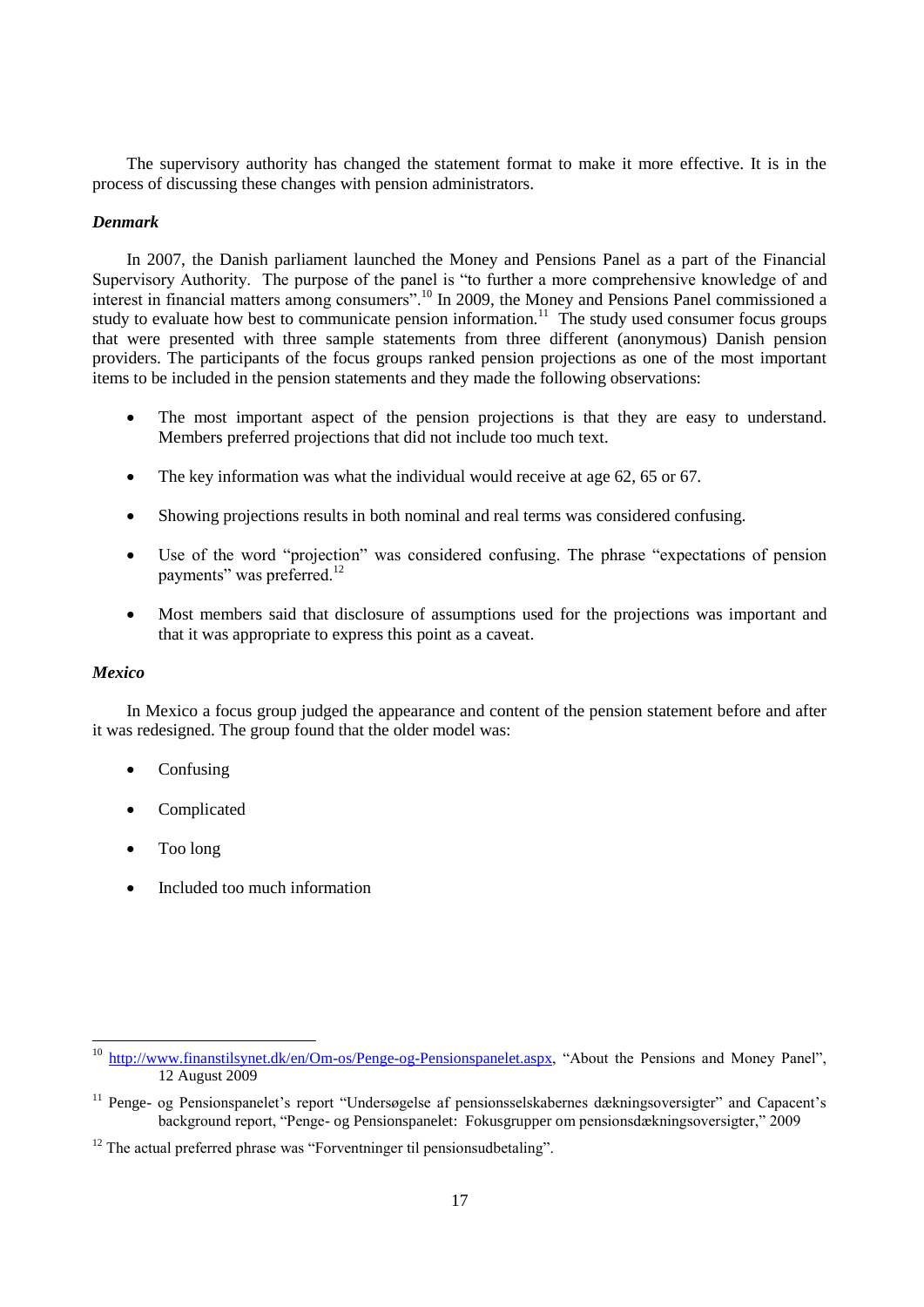The supervisory authority has changed the statement format to make it more effective. It is in the process of discussing these changes with pension administrators.

### *Denmark*

In 2007, the Danish parliament launched the Money and Pensions Panel as a part of the Financial Supervisory Authority. The purpose of the panel is "to further a more comprehensive knowledge of and interest in financial matters among consumers".[10] In 2009, the Money and Pensions Panel commissioned a study to evaluate how best to communicate pension information.[11] The study used consumer focus groups that were presented with three sample statements from three different (anonymous) Danish pension providers. The participants of the focus groups ranked pension projections as one of the most important items to be included in the pension statements and they made the following observations:

- The most important aspect of the pension projections is that they are easy to understand. Members preferred projections that did not include too much text.
- The key information was what the individual would receive at age 62, 65 or 67.
- Showing projections results in both nominal and real terms was considered confusing.
- Use of the word "projection" was considered confusing. The phrase "expectations of pension payments" was preferred.[12]
- Most members said that disclosure of assumptions used for the projections was important and that it was appropriate to express this point as a caveat.

### *Mexico*

In Mexico a focus group judged the appearance and content of the pension statement before and after it was redesigned. The group found that the older model was:

- Confusing
- Complicated
- Too long
- Included too much information

---

[10] http://www.finanstilsynet.dk/en/Om-os/Penge-og-Pensionspanelet.aspx, "About the Pensions and Money Panel", 12 August 2009

[11] Penge- og Pensionspanelet's report "Undersøgelse af pensionsselskabernes dækningsoversigter" and Capacent's background report, "Penge- og Pensionspanelet: Fokusgrupper om pensionsdækningsoversigter," 2009

[12] The actual preferred phrase was "Forventninger til pensionsudbetaling".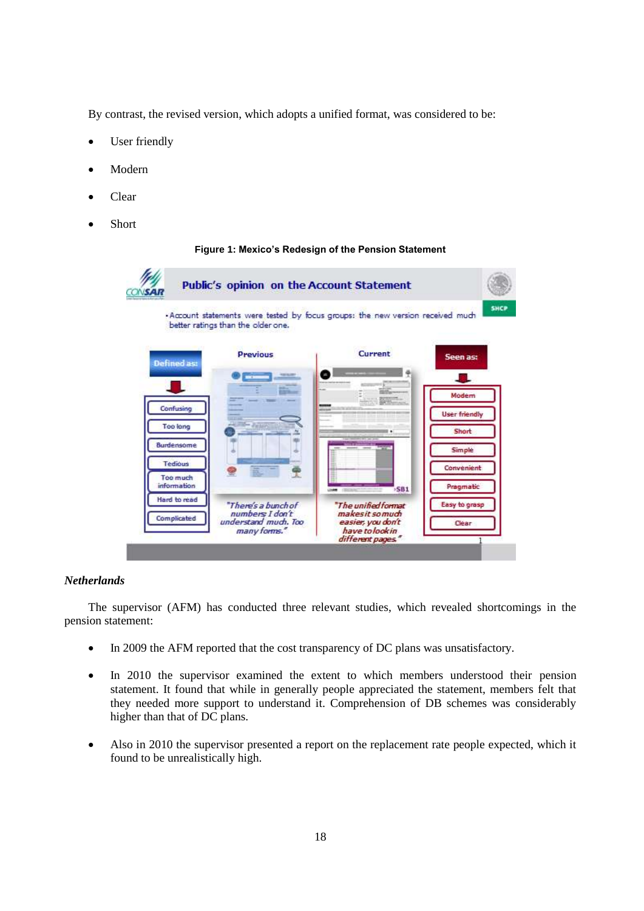By contrast, the revised version, which adopts a unified format, was considered to be:

- User friendly
- Modern
- Clear
- Short

**Figure 1: Mexico's Redesign of the Pension Statement**

### Netherlands

The supervisor (AFM) has conducted three relevant studies, which revealed shortcomings in the pension statement:

- In 2009 the AFM reported that the cost transparency of DC plans was unsatisfactory.
- In 2010 the supervisor examined the extent to which members understood their pension statement. It found that while in generally people appreciated the statement, members felt that they needed more support to understand it. Comprehension of DB schemes was considerably higher than that of DC plans.
- Also in 2010 the supervisor presented a report on the replacement rate people expected, which it found to be unrealistically high.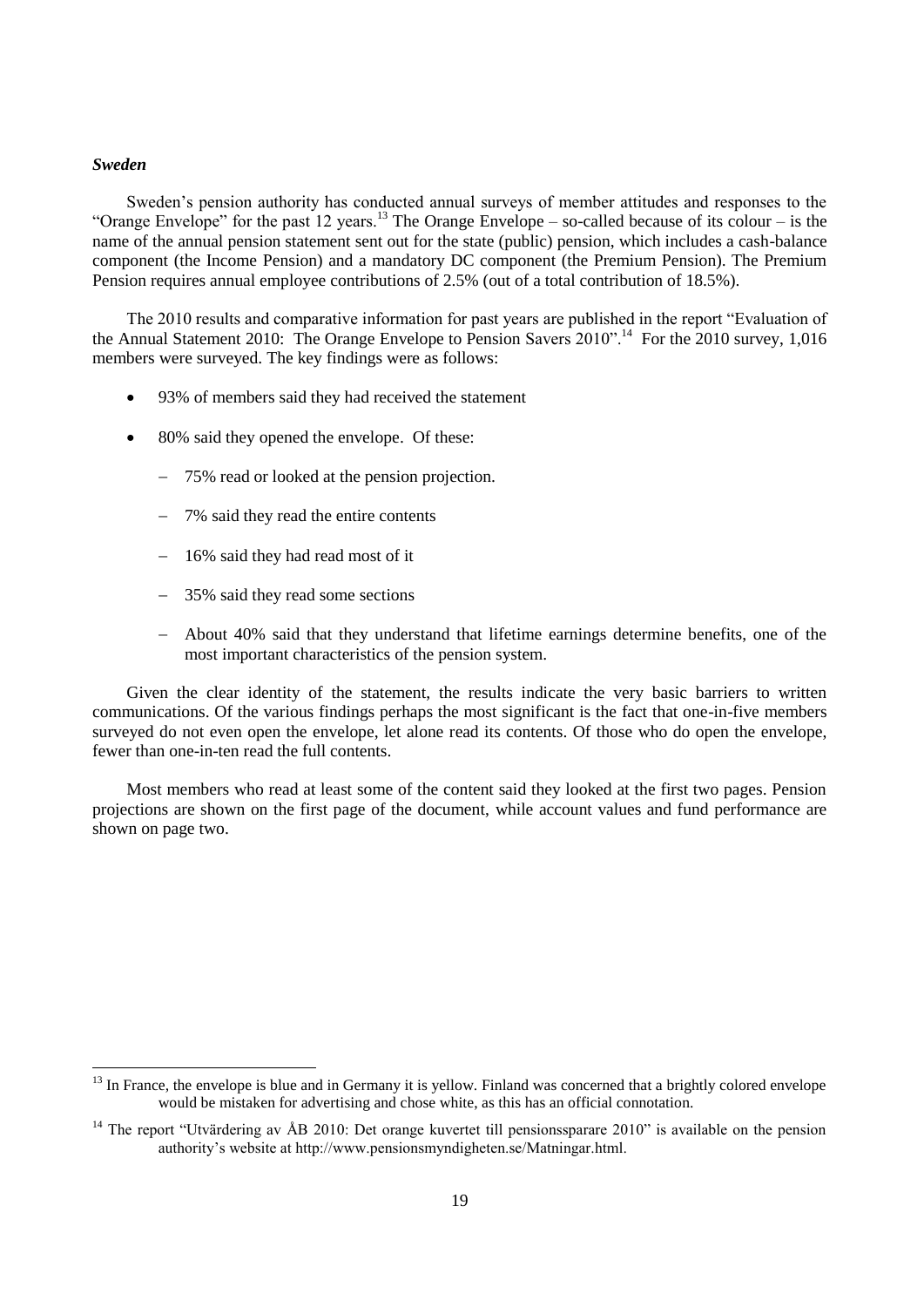### *Sweden*

Sweden's pension authority has conducted annual surveys of member attitudes and responses to the "Orange Envelope" for the past 12 years.[13] The Orange Envelope – so-called because of its colour – is the name of the annual pension statement sent out for the state (public) pension, which includes a cash-balance component (the Income Pension) and a mandatory DC component (the Premium Pension). The Premium Pension requires annual employee contributions of 2.5% (out of a total contribution of 18.5%).

The 2010 results and comparative information for past years are published in the report "Evaluation of the Annual Statement 2010: The Orange Envelope to Pension Savers 2010".[14] For the 2010 survey, 1,016 members were surveyed. The key findings were as follows:

- 93% of members said they had received the statement
- 80% said they opened the envelope. Of these:
  - 75% read or looked at the pension projection.
  - 7% said they read the entire contents
  - 16% said they had read most of it
  - 35% said they read some sections
  - About 40% said that they understand that lifetime earnings determine benefits, one of the most important characteristics of the pension system.

Given the clear identity of the statement, the results indicate the very basic barriers to written communications. Of the various findings perhaps the most significant is the fact that one-in-five members surveyed do not even open the envelope, let alone read its contents. Of those who do open the envelope, fewer than one-in-ten read the full contents.

Most members who read at least some of the content said they looked at the first two pages. Pension projections are shown on the first page of the document, while account values and fund performance are shown on page two.

---

[13] In France, the envelope is blue and in Germany it is yellow. Finland was concerned that a brightly colored envelope would be mistaken for advertising and chose white, as this has an official connotation.

[14] The report "Utvärdering av ÅB 2010: Det orange kuvertet till pensionssparare 2010" is available on the pension authority's website at http://www.pensionsmyndigheten.se/Matningar.html.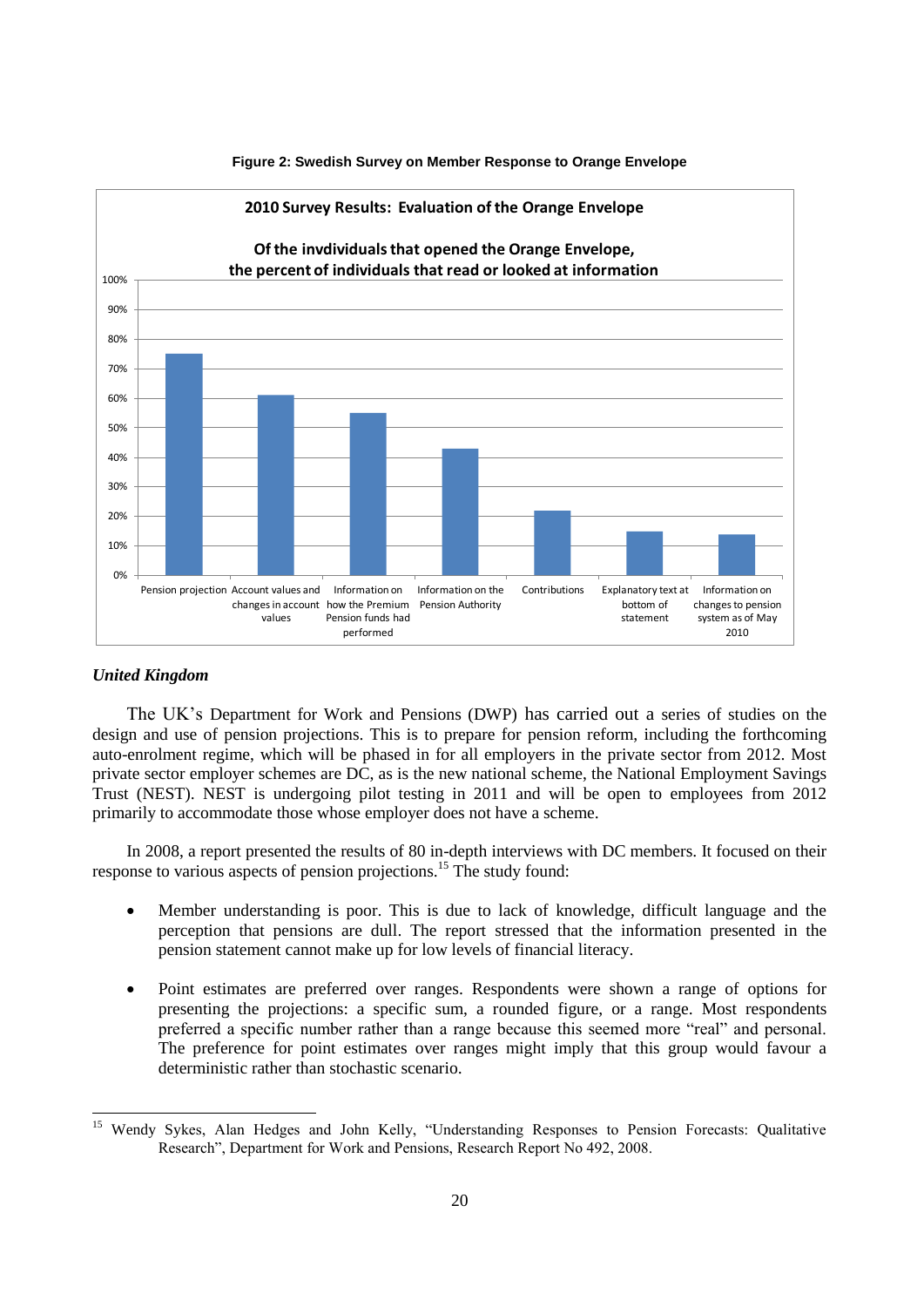**Figure 2: Swedish Survey on Member Response to Orange Envelope**

| 2010 Survey Results: Evaluation of the Orange Envelope — Of the invdividuals that opened the Orange Envelope, the percent of individuals that read or looked at information | Percent |
|---|---|
| Pension projection | 75% |
| Account values and changes in account values | 61% |
| Information on how the Premium Pension funds had performed | 55% |
| Information on the Pension Authority | 43% |
| Contributions | 22% |
| Explanatory text at bottom of statement | 15% |
| Information on changes to pension system as of May 2010 | 14% |

### *United Kingdom*

The UK's Department for Work and Pensions (DWP) has carried out a series of studies on the design and use of pension projections. This is to prepare for pension reform, including the forthcoming auto-enrolment regime, which will be phased in for all employers in the private sector from 2012. Most private sector employer schemes are DC, as is the new national scheme, the National Employment Savings Trust (NEST). NEST is undergoing pilot testing in 2011 and will be open to employees from 2012 primarily to accommodate those whose employer does not have a scheme.

In 2008, a report presented the results of 80 in-depth interviews with DC members. It focused on their response to various aspects of pension projections.[15] The study found:

- Member understanding is poor. This is due to lack of knowledge, difficult language and the perception that pensions are dull. The report stressed that the information presented in the pension statement cannot make up for low levels of financial literacy.
- Point estimates are preferred over ranges. Respondents were shown a range of options for presenting the projections: a specific sum, a rounded figure, or a range. Most respondents preferred a specific number rather than a range because this seemed more "real" and personal. The preference for point estimates over ranges might imply that this group would favour a deterministic rather than stochastic scenario.

---

[15] Wendy Sykes, Alan Hedges and John Kelly, "Understanding Responses to Pension Forecasts: Qualitative Research", Department for Work and Pensions, Research Report No 492, 2008.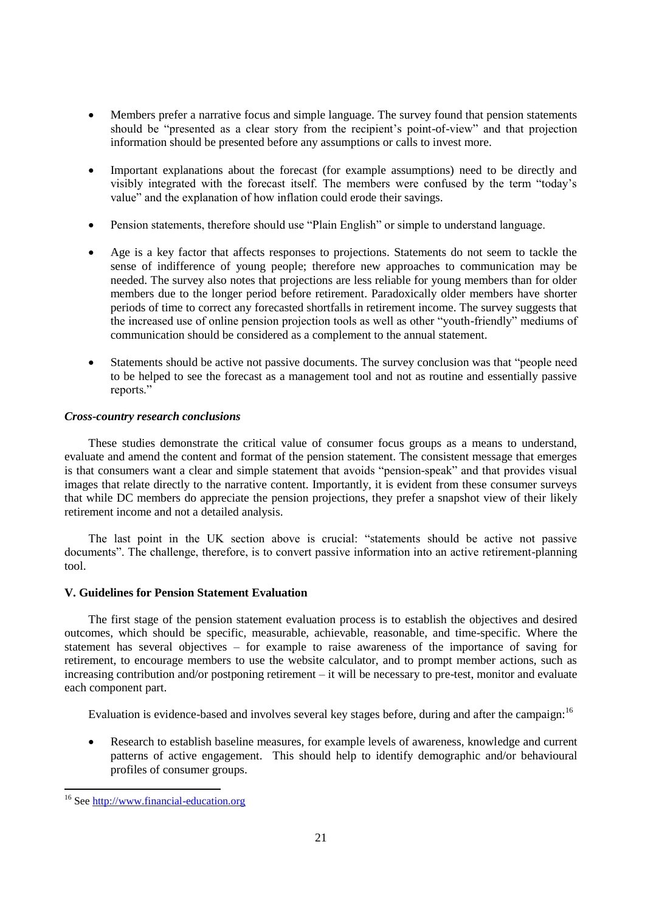- Members prefer a narrative focus and simple language. The survey found that pension statements should be "presented as a clear story from the recipient's point-of-view" and that projection information should be presented before any assumptions or calls to invest more.

- Important explanations about the forecast (for example assumptions) need to be directly and visibly integrated with the forecast itself. The members were confused by the term "today's value" and the explanation of how inflation could erode their savings.

- Pension statements, therefore should use "Plain English" or simple to understand language.

- Age is a key factor that affects responses to projections. Statements do not seem to tackle the sense of indifference of young people; therefore new approaches to communication may be needed. The survey also notes that projections are less reliable for young members than for older members due to the longer period before retirement. Paradoxically older members have shorter periods of time to correct any forecasted shortfalls in retirement income. The survey suggests that the increased use of online pension projection tools as well as other "youth-friendly" mediums of communication should be considered as a complement to the annual statement.

- Statements should be active not passive documents. The survey conclusion was that "people need to be helped to see the forecast as a management tool and not as routine and essentially passive reports."

***Cross-country research conclusions***

These studies demonstrate the critical value of consumer focus groups as a means to understand, evaluate and amend the content and format of the pension statement. The consistent message that emerges is that consumers want a clear and simple statement that avoids "pension-speak" and that provides visual images that relate directly to the narrative content. Importantly, it is evident from these consumer surveys that while DC members do appreciate the pension projections, they prefer a snapshot view of their likely retirement income and not a detailed analysis.

The last point in the UK section above is crucial: "statements should be active not passive documents". The challenge, therefore, is to convert passive information into an active retirement-planning tool.

## V. Guidelines for Pension Statement Evaluation

The first stage of the pension statement evaluation process is to establish the objectives and desired outcomes, which should be specific, measurable, achievable, reasonable, and time-specific. Where the statement has several objectives – for example to raise awareness of the importance of saving for retirement, to encourage members to use the website calculator, and to prompt member actions, such as increasing contribution and/or postponing retirement – it will be necessary to pre-test, monitor and evaluate each component part.

Evaluation is evidence-based and involves several key stages before, during and after the campaign:[16]

- Research to establish baseline measures, for example levels of awareness, knowledge and current patterns of active engagement. This should help to identify demographic and/or behavioural profiles of consumer groups.

[16] See http://www.financial-education.org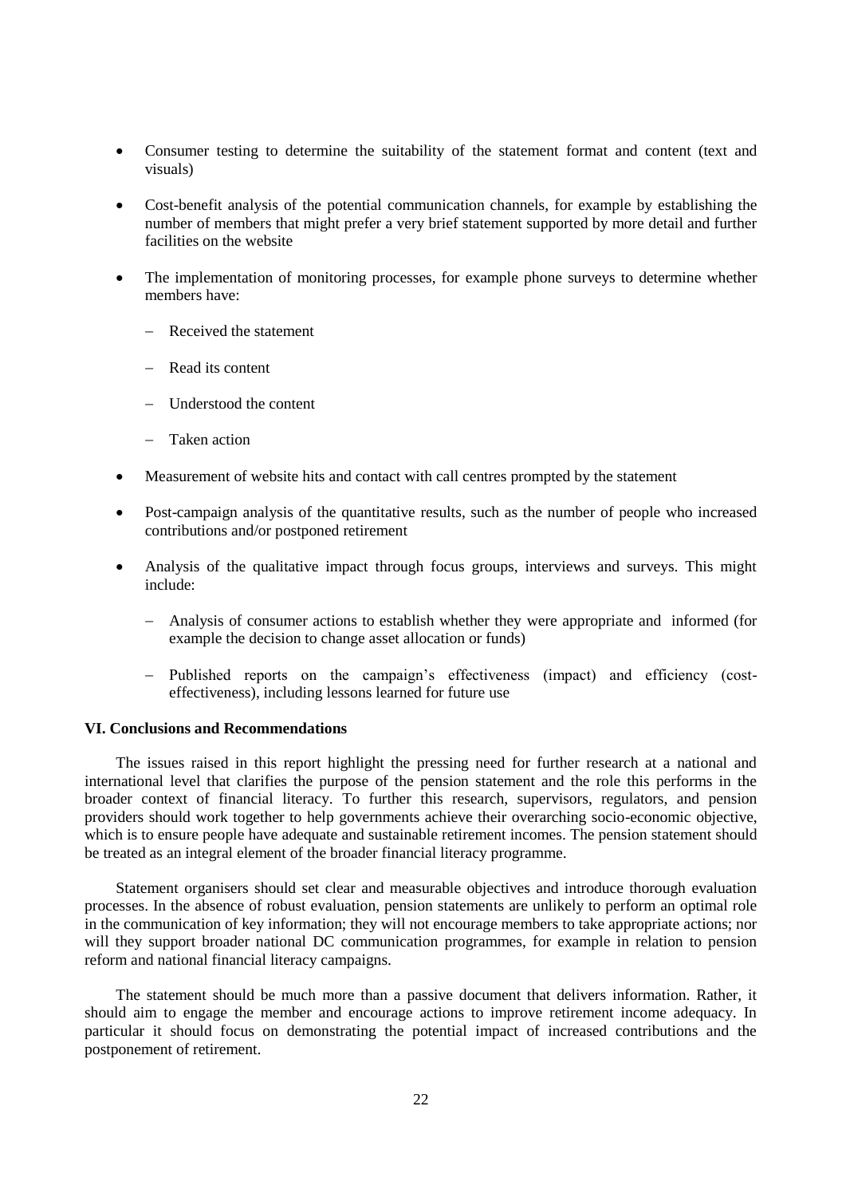- Consumer testing to determine the suitability of the statement format and content (text and visuals)
- Cost-benefit analysis of the potential communication channels, for example by establishing the number of members that might prefer a very brief statement supported by more detail and further facilities on the website
- The implementation of monitoring processes, for example phone surveys to determine whether members have:
  - Received the statement
  - Read its content
  - Understood the content
  - Taken action
- Measurement of website hits and contact with call centres prompted by the statement
- Post-campaign analysis of the quantitative results, such as the number of people who increased contributions and/or postponed retirement
- Analysis of the qualitative impact through focus groups, interviews and surveys. This might include:
  - Analysis of consumer actions to establish whether they were appropriate and informed (for example the decision to change asset allocation or funds)
  - Published reports on the campaign's effectiveness (impact) and efficiency (cost-effectiveness), including lessons learned for future use

## VI. Conclusions and Recommendations

The issues raised in this report highlight the pressing need for further research at a national and international level that clarifies the purpose of the pension statement and the role this performs in the broader context of financial literacy. To further this research, supervisors, regulators, and pension providers should work together to help governments achieve their overarching socio-economic objective, which is to ensure people have adequate and sustainable retirement incomes. The pension statement should be treated as an integral element of the broader financial literacy programme.

Statement organisers should set clear and measurable objectives and introduce thorough evaluation processes. In the absence of robust evaluation, pension statements are unlikely to perform an optimal role in the communication of key information; they will not encourage members to take appropriate actions; nor will they support broader national DC communication programmes, for example in relation to pension reform and national financial literacy campaigns.

The statement should be much more than a passive document that delivers information. Rather, it should aim to engage the member and encourage actions to improve retirement income adequacy. In particular it should focus on demonstrating the potential impact of increased contributions and the postponement of retirement.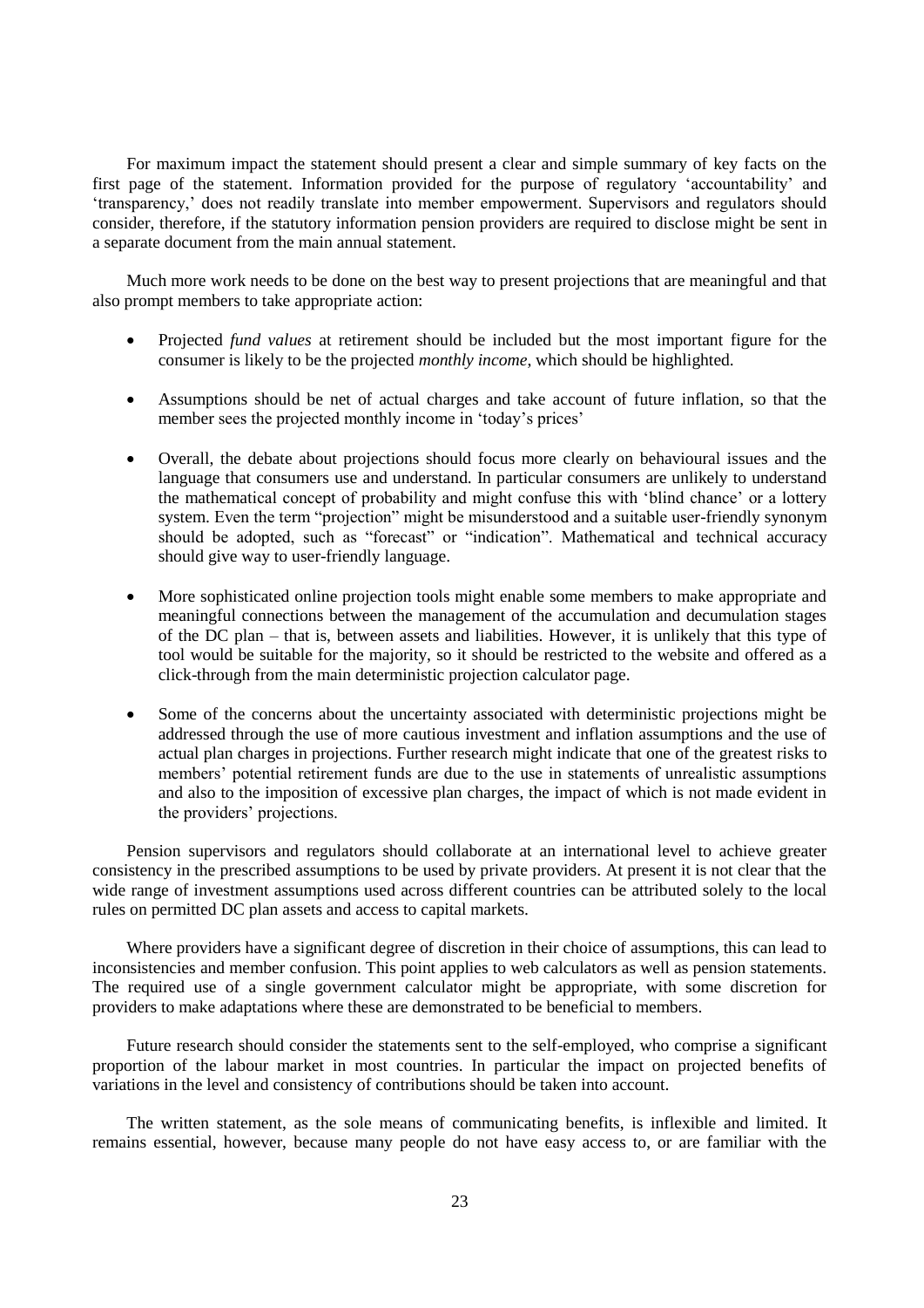For maximum impact the statement should present a clear and simple summary of key facts on the first page of the statement. Information provided for the purpose of regulatory 'accountability' and 'transparency,' does not readily translate into member empowerment. Supervisors and regulators should consider, therefore, if the statutory information pension providers are required to disclose might be sent in a separate document from the main annual statement.

Much more work needs to be done on the best way to present projections that are meaningful and that also prompt members to take appropriate action:

- Projected *fund values* at retirement should be included but the most important figure for the consumer is likely to be the projected *monthly income,* which should be highlighted.

- Assumptions should be net of actual charges and take account of future inflation, so that the member sees the projected monthly income in 'today's prices'

- Overall, the debate about projections should focus more clearly on behavioural issues and the language that consumers use and understand. In particular consumers are unlikely to understand the mathematical concept of probability and might confuse this with 'blind chance' or a lottery system. Even the term "projection" might be misunderstood and a suitable user-friendly synonym should be adopted, such as "forecast" or "indication". Mathematical and technical accuracy should give way to user-friendly language.

- More sophisticated online projection tools might enable some members to make appropriate and meaningful connections between the management of the accumulation and decumulation stages of the DC plan – that is, between assets and liabilities. However, it is unlikely that this type of tool would be suitable for the majority, so it should be restricted to the website and offered as a click-through from the main deterministic projection calculator page.

- Some of the concerns about the uncertainty associated with deterministic projections might be addressed through the use of more cautious investment and inflation assumptions and the use of actual plan charges in projections. Further research might indicate that one of the greatest risks to members' potential retirement funds are due to the use in statements of unrealistic assumptions and also to the imposition of excessive plan charges, the impact of which is not made evident in the providers' projections.

Pension supervisors and regulators should collaborate at an international level to achieve greater consistency in the prescribed assumptions to be used by private providers. At present it is not clear that the wide range of investment assumptions used across different countries can be attributed solely to the local rules on permitted DC plan assets and access to capital markets.

Where providers have a significant degree of discretion in their choice of assumptions, this can lead to inconsistencies and member confusion. This point applies to web calculators as well as pension statements. The required use of a single government calculator might be appropriate, with some discretion for providers to make adaptations where these are demonstrated to be beneficial to members.

Future research should consider the statements sent to the self-employed, who comprise a significant proportion of the labour market in most countries. In particular the impact on projected benefits of variations in the level and consistency of contributions should be taken into account.

The written statement, as the sole means of communicating benefits, is inflexible and limited. It remains essential, however, because many people do not have easy access to, or are familiar with the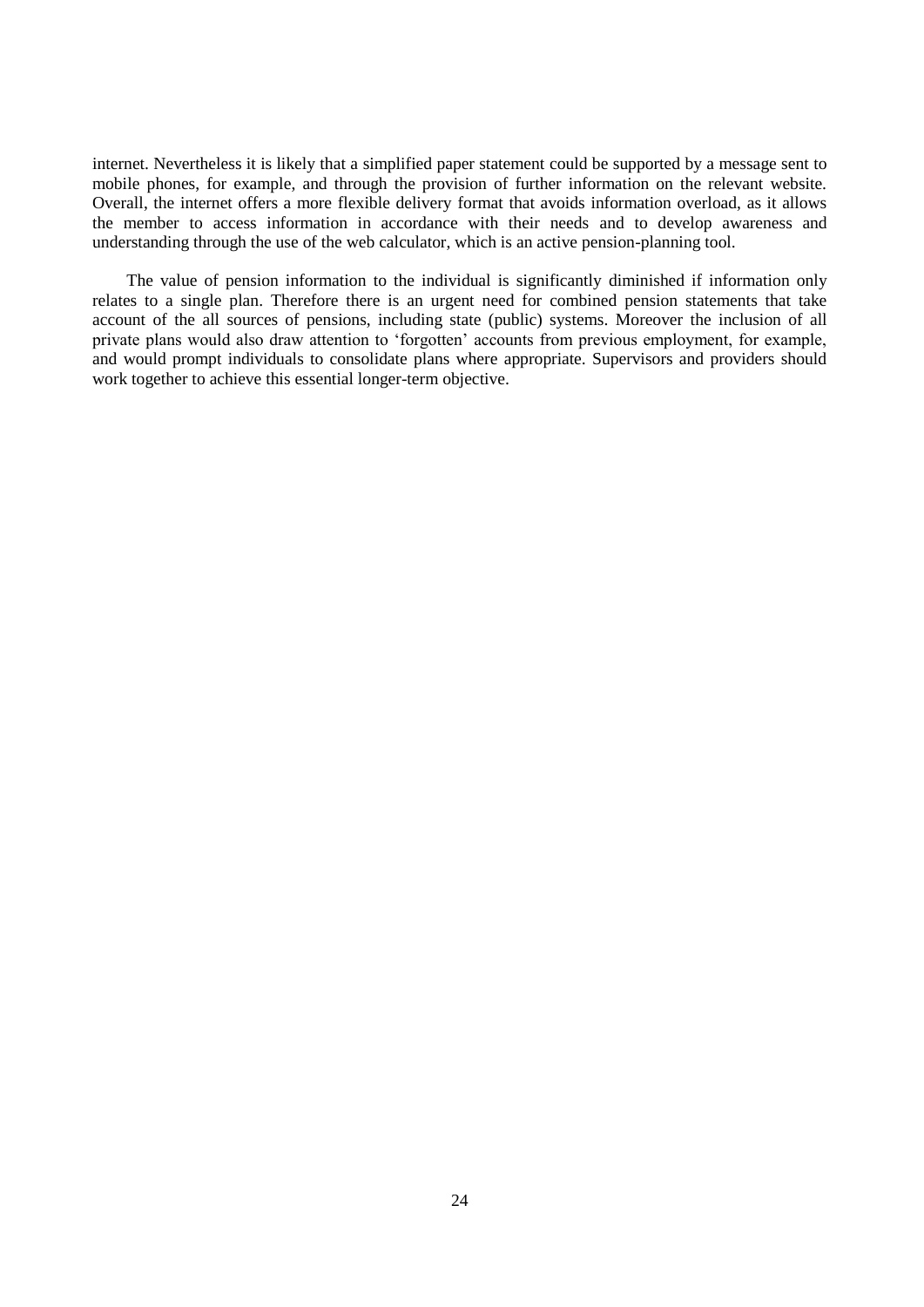internet. Nevertheless it is likely that a simplified paper statement could be supported by a message sent to mobile phones, for example, and through the provision of further information on the relevant website. Overall, the internet offers a more flexible delivery format that avoids information overload, as it allows the member to access information in accordance with their needs and to develop awareness and understanding through the use of the web calculator, which is an active pension-planning tool.

The value of pension information to the individual is significantly diminished if information only relates to a single plan. Therefore there is an urgent need for combined pension statements that take account of the all sources of pensions, including state (public) systems. Moreover the inclusion of all private plans would also draw attention to 'forgotten' accounts from previous employment, for example, and would prompt individuals to consolidate plans where appropriate. Supervisors and providers should work together to achieve this essential longer-term objective.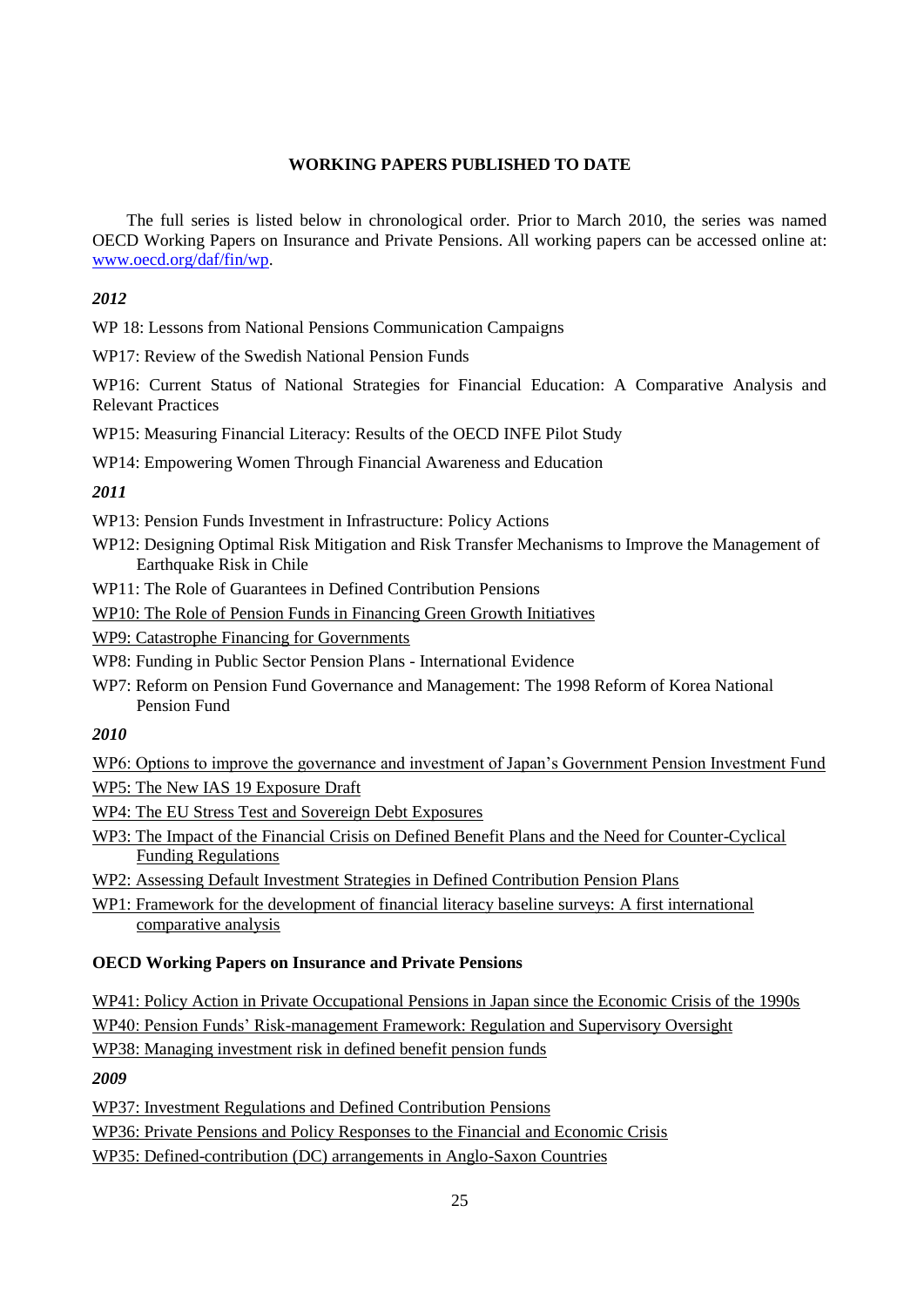**WORKING PAPERS PUBLISHED TO DATE**

The full series is listed below in chronological order. Prior to March 2010, the series was named OECD Working Papers on Insurance and Private Pensions. All working papers can be accessed online at: www.oecd.org/daf/fin/wp.

*2012*

WP 18: Lessons from National Pensions Communication Campaigns

WP17: Review of the Swedish National Pension Funds

WP16: Current Status of National Strategies for Financial Education: A Comparative Analysis and Relevant Practices

WP15: Measuring Financial Literacy: Results of the OECD INFE Pilot Study

WP14: Empowering Women Through Financial Awareness and Education

*2011*

WP13: Pension Funds Investment in Infrastructure: Policy Actions

WP12: Designing Optimal Risk Mitigation and Risk Transfer Mechanisms to Improve the Management of Earthquake Risk in Chile

WP11: The Role of Guarantees in Defined Contribution Pensions

WP10: The Role of Pension Funds in Financing Green Growth Initiatives

WP9: Catastrophe Financing for Governments

WP8: Funding in Public Sector Pension Plans - International Evidence

WP7: Reform on Pension Fund Governance and Management: The 1998 Reform of Korea National Pension Fund

*2010*

WP6: Options to improve the governance and investment of Japan's Government Pension Investment Fund

WP5: The New IAS 19 Exposure Draft

WP4: The EU Stress Test and Sovereign Debt Exposures

WP3: The Impact of the Financial Crisis on Defined Benefit Plans and the Need for Counter-Cyclical Funding Regulations

WP2: Assessing Default Investment Strategies in Defined Contribution Pension Plans

WP1: Framework for the development of financial literacy baseline surveys: A first international comparative analysis

**OECD Working Papers on Insurance and Private Pensions**

WP41: Policy Action in Private Occupational Pensions in Japan since the Economic Crisis of the 1990s

WP40: Pension Funds' Risk-management Framework: Regulation and Supervisory Oversight

WP38: Managing investment risk in defined benefit pension funds

*2009*

WP37: Investment Regulations and Defined Contribution Pensions

WP36: Private Pensions and Policy Responses to the Financial and Economic Crisis

WP35: Defined-contribution (DC) arrangements in Anglo-Saxon Countries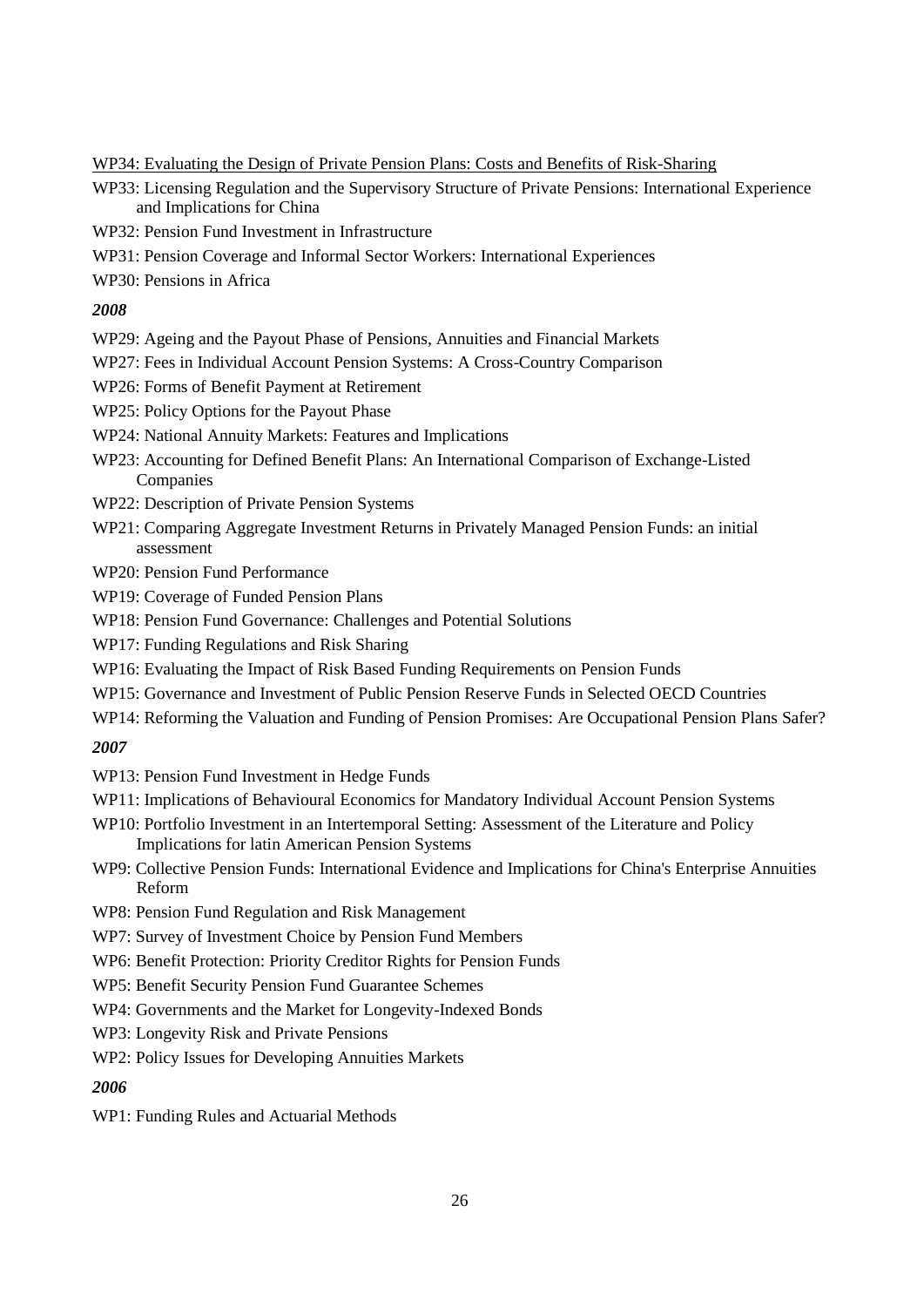WP34: Evaluating the Design of Private Pension Plans: Costs and Benefits of Risk-Sharing

WP33: Licensing Regulation and the Supervisory Structure of Private Pensions: International Experience and Implications for China

WP32: Pension Fund Investment in Infrastructure

WP31: Pension Coverage and Informal Sector Workers: International Experiences

WP30: Pensions in Africa

*2008*

WP29: Ageing and the Payout Phase of Pensions, Annuities and Financial Markets

WP27: Fees in Individual Account Pension Systems: A Cross-Country Comparison

WP26: Forms of Benefit Payment at Retirement

WP25: Policy Options for the Payout Phase

WP24: National Annuity Markets: Features and Implications

WP23: Accounting for Defined Benefit Plans: An International Comparison of Exchange-Listed Companies

WP22: Description of Private Pension Systems

WP21: Comparing Aggregate Investment Returns in Privately Managed Pension Funds: an initial assessment

WP20: Pension Fund Performance

WP19: Coverage of Funded Pension Plans

WP18: Pension Fund Governance: Challenges and Potential Solutions

WP17: Funding Regulations and Risk Sharing

WP16: Evaluating the Impact of Risk Based Funding Requirements on Pension Funds

WP15: Governance and Investment of Public Pension Reserve Funds in Selected OECD Countries

WP14: Reforming the Valuation and Funding of Pension Promises: Are Occupational Pension Plans Safer?

*2007*

WP13: Pension Fund Investment in Hedge Funds

WP11: Implications of Behavioural Economics for Mandatory Individual Account Pension Systems

WP10: Portfolio Investment in an Intertemporal Setting: Assessment of the Literature and Policy Implications for latin American Pension Systems

WP9: Collective Pension Funds: International Evidence and Implications for China's Enterprise Annuities Reform

WP8: Pension Fund Regulation and Risk Management

WP7: Survey of Investment Choice by Pension Fund Members

WP6: Benefit Protection: Priority Creditor Rights for Pension Funds

WP5: Benefit Security Pension Fund Guarantee Schemes

WP4: Governments and the Market for Longevity-Indexed Bonds

WP3: Longevity Risk and Private Pensions

WP2: Policy Issues for Developing Annuities Markets

*2006*

WP1: Funding Rules and Actuarial Methods